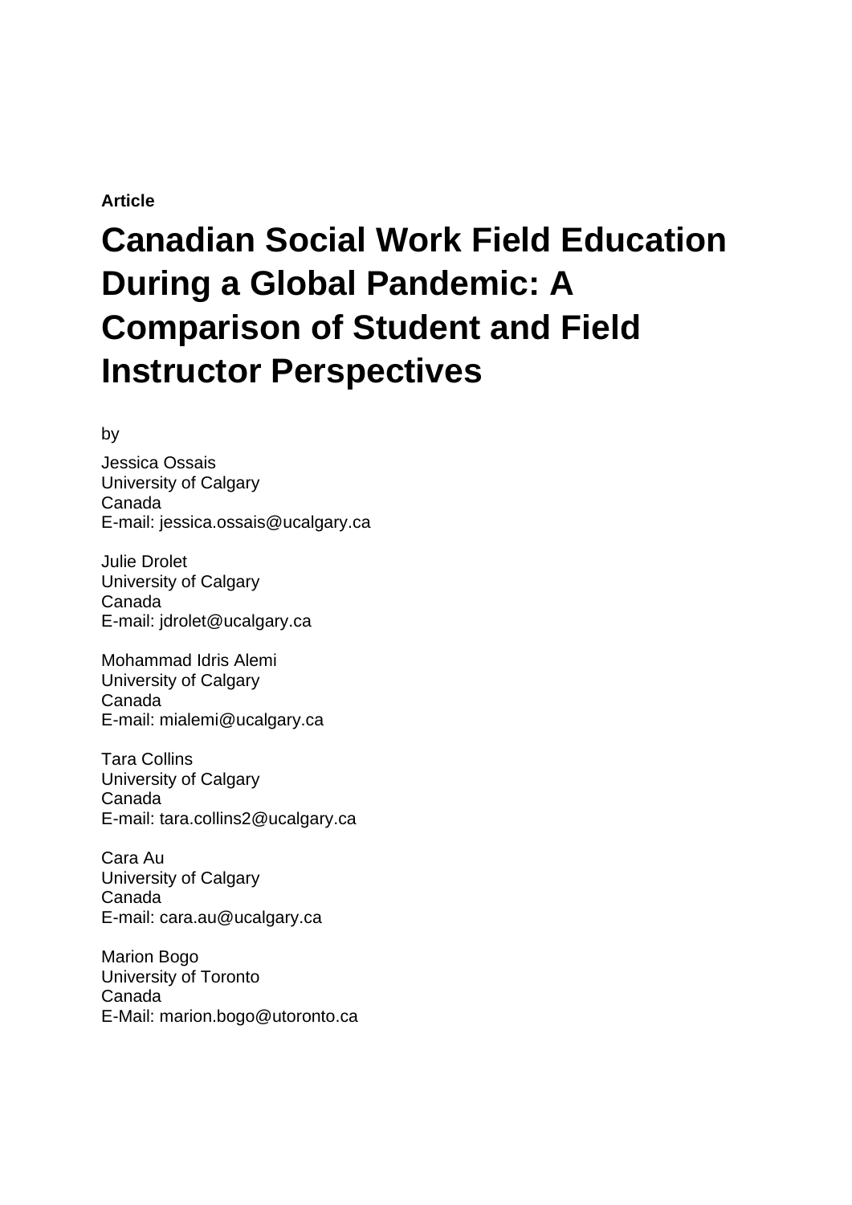**Article**

# Canadian Social Work Field Education During a Global Pandemic: A Comparison of Student and Field Instructor Perspectives

by

Jessica Ossais
University of Calgary
Canada
E-mail: jessica.ossais@ucalgary.ca

Julie Drolet
University of Calgary
Canada
E-mail: jdrolet@ucalgary.ca

Mohammad Idris Alemi
University of Calgary
Canada
E-mail: mialemi@ucalgary.ca

Tara Collins
University of Calgary
Canada
E-mail: tara.collins2@ucalgary.ca

Cara Au
University of Calgary
Canada
E-mail: cara.au@ucalgary.ca

Marion Bogo
University of Toronto
Canada
E-Mail: marion.bogo@utoronto.ca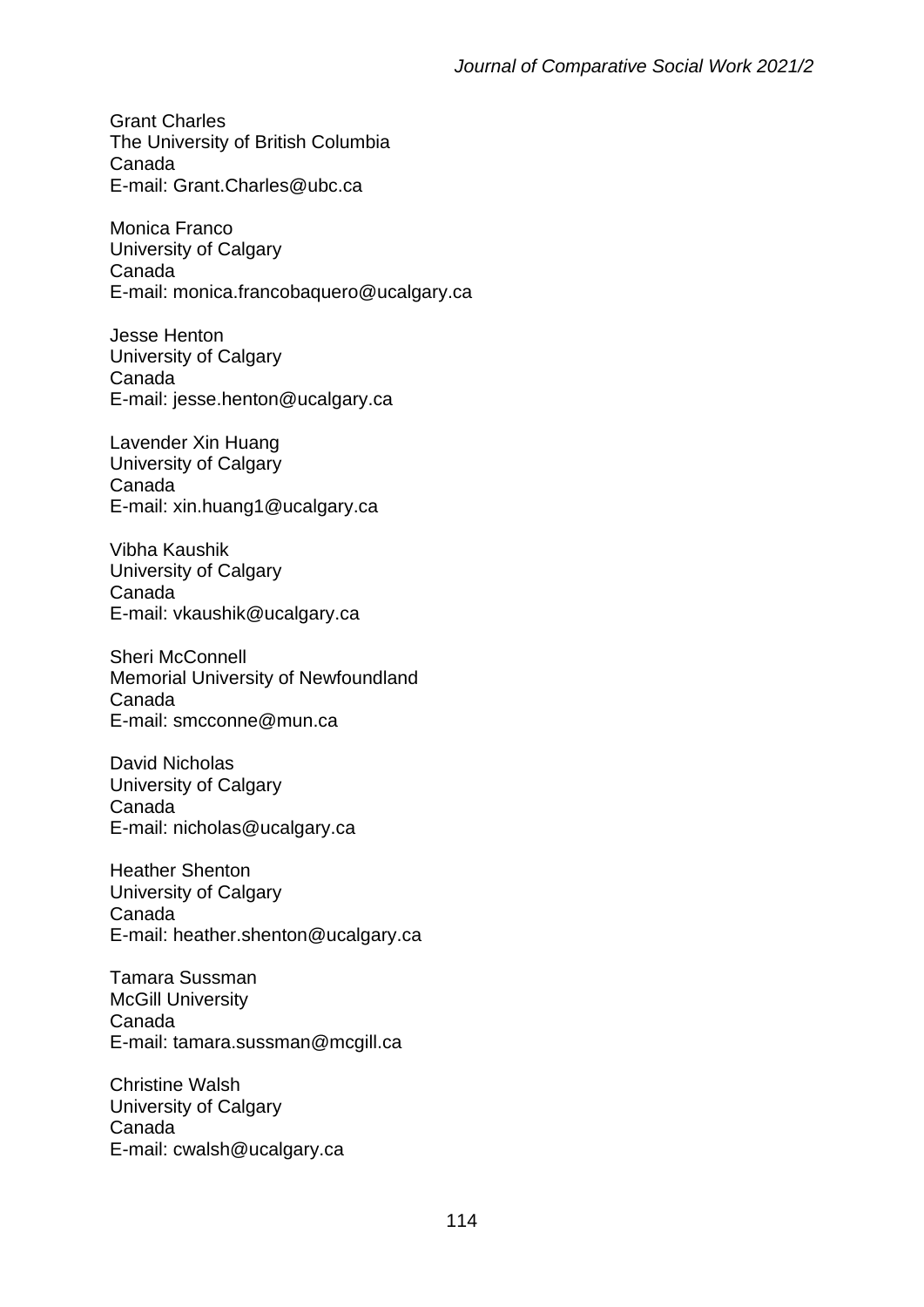Grant Charles
The University of British Columbia
Canada
E-mail: Grant.Charles@ubc.ca

Monica Franco
University of Calgary
Canada
E-mail: monica.francobaquero@ucalgary.ca

Jesse Henton
University of Calgary
Canada
E-mail: jesse.henton@ucalgary.ca

Lavender Xin Huang
University of Calgary
Canada
E-mail: xin.huang1@ucalgary.ca

Vibha Kaushik
University of Calgary
Canada
E-mail: vkaushik@ucalgary.ca

Sheri McConnell
Memorial University of Newfoundland
Canada
E-mail: smcconne@mun.ca

David Nicholas
University of Calgary
Canada
E-mail: nicholas@ucalgary.ca

Heather Shenton
University of Calgary
Canada
E-mail: heather.shenton@ucalgary.ca

Tamara Sussman
McGill University
Canada
E-mail: tamara.sussman@mcgill.ca

Christine Walsh
University of Calgary
Canada
E-mail: cwalsh@ucalgary.ca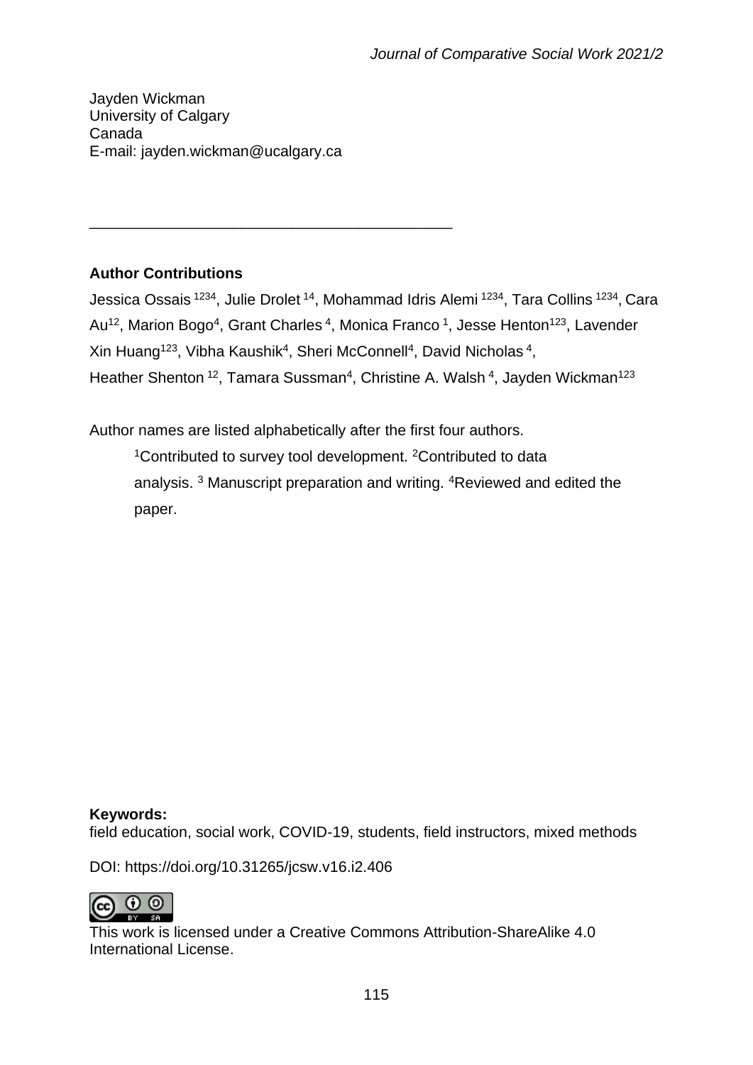Jayden Wickman
University of Calgary
Canada
E-mail: jayden.wickman@ucalgary.ca

---

**Author Contributions**

Jessica Ossais [1234], Julie Drolet [14], Mohammad Idris Alemi [1234], Tara Collins [1234], Cara Au[12], Marion Bogo[4], Grant Charles [4], Monica Franco [1], Jesse Henton[123], Lavender Xin Huang[123], Vibha Kaushik[4], Sheri McConnell[4], David Nicholas [4], Heather Shenton [12], Tamara Sussman[4], Christine A. Walsh [4], Jayden Wickman[123]

Author names are listed alphabetically after the first four authors.

[1]Contributed to survey tool development. [2]Contributed to data analysis. [3] Manuscript preparation and writing. [4]Reviewed and edited the paper.

**Keywords:**
field education, social work, COVID-19, students, field instructors, mixed methods

DOI: https://doi.org/10.31265/jcsw.v16.i2.406

This work is licensed under a Creative Commons Attribution-ShareAlike 4.0 International License.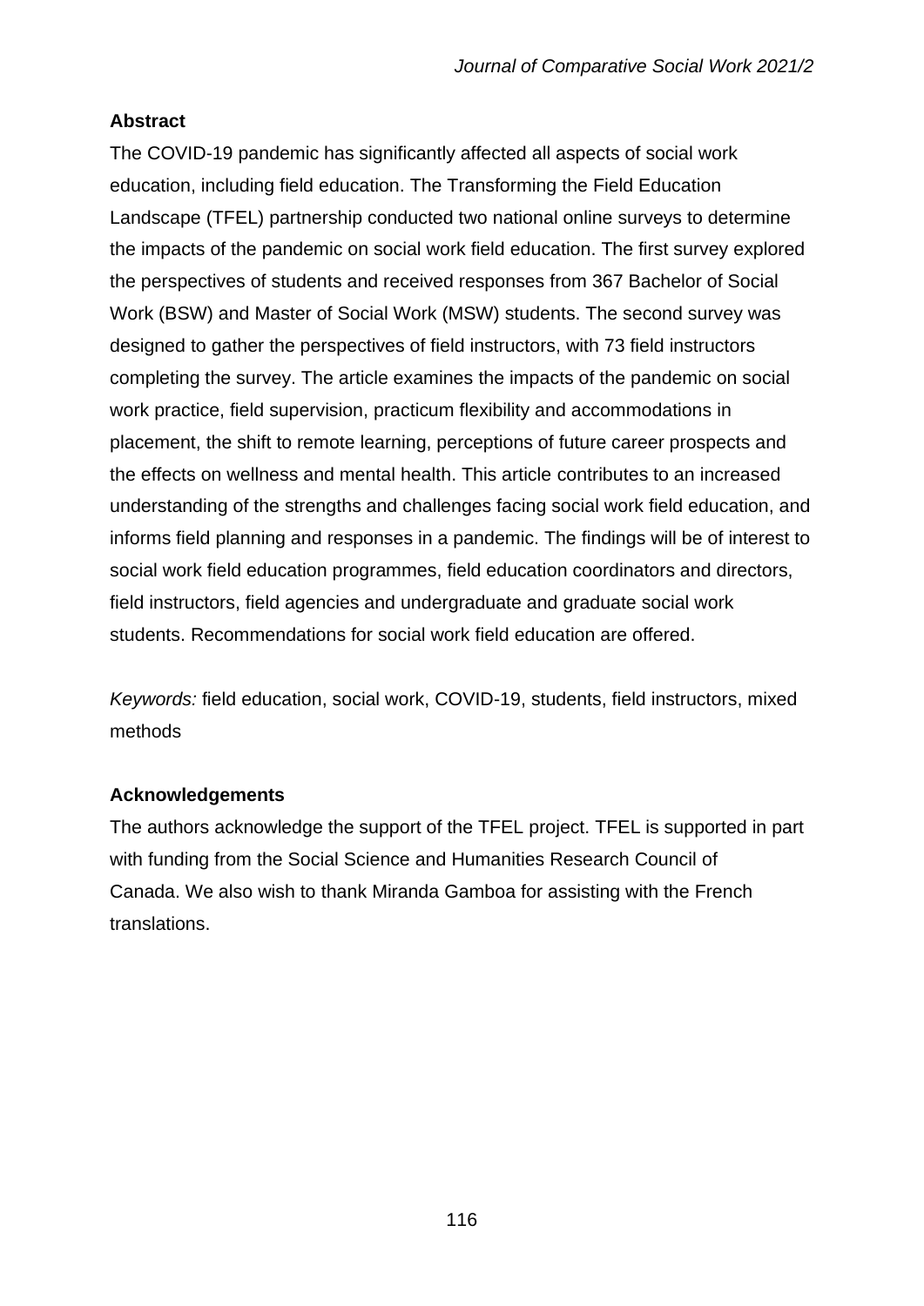**Abstract**

The COVID-19 pandemic has significantly affected all aspects of social work education, including field education. The Transforming the Field Education Landscape (TFEL) partnership conducted two national online surveys to determine the impacts of the pandemic on social work field education. The first survey explored the perspectives of students and received responses from 367 Bachelor of Social Work (BSW) and Master of Social Work (MSW) students. The second survey was designed to gather the perspectives of field instructors, with 73 field instructors completing the survey. The article examines the impacts of the pandemic on social work practice, field supervision, practicum flexibility and accommodations in placement, the shift to remote learning, perceptions of future career prospects and the effects on wellness and mental health. This article contributes to an increased understanding of the strengths and challenges facing social work field education, and informs field planning and responses in a pandemic. The findings will be of interest to social work field education programmes, field education coordinators and directors, field instructors, field agencies and undergraduate and graduate social work students. Recommendations for social work field education are offered.

*Keywords:* field education, social work, COVID-19, students, field instructors, mixed methods

**Acknowledgements**

The authors acknowledge the support of the TFEL project. TFEL is supported in part with funding from the Social Science and Humanities Research Council of Canada. We also wish to thank Miranda Gamboa for assisting with the French translations.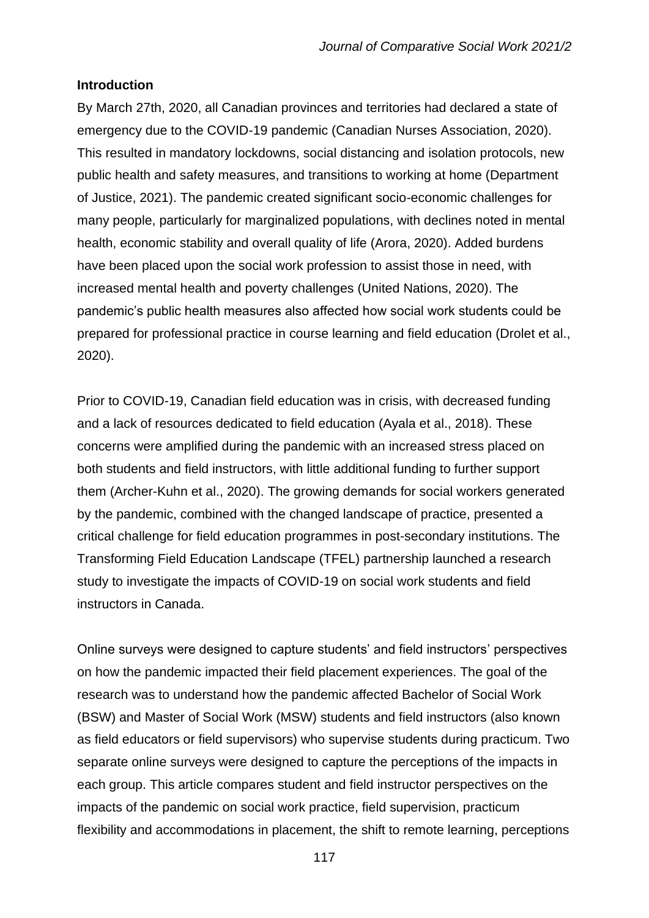## Introduction

By March 27th, 2020, all Canadian provinces and territories had declared a state of emergency due to the COVID-19 pandemic (Canadian Nurses Association, 2020). This resulted in mandatory lockdowns, social distancing and isolation protocols, new public health and safety measures, and transitions to working at home (Department of Justice, 2021). The pandemic created significant socio-economic challenges for many people, particularly for marginalized populations, with declines noted in mental health, economic stability and overall quality of life (Arora, 2020). Added burdens have been placed upon the social work profession to assist those in need, with increased mental health and poverty challenges (United Nations, 2020). The pandemic's public health measures also affected how social work students could be prepared for professional practice in course learning and field education (Drolet et al., 2020).

Prior to COVID-19, Canadian field education was in crisis, with decreased funding and a lack of resources dedicated to field education (Ayala et al., 2018). These concerns were amplified during the pandemic with an increased stress placed on both students and field instructors, with little additional funding to further support them (Archer-Kuhn et al., 2020). The growing demands for social workers generated by the pandemic, combined with the changed landscape of practice, presented a critical challenge for field education programmes in post-secondary institutions. The Transforming Field Education Landscape (TFEL) partnership launched a research study to investigate the impacts of COVID-19 on social work students and field instructors in Canada.

Online surveys were designed to capture students' and field instructors' perspectives on how the pandemic impacted their field placement experiences. The goal of the research was to understand how the pandemic affected Bachelor of Social Work (BSW) and Master of Social Work (MSW) students and field instructors (also known as field educators or field supervisors) who supervise students during practicum. Two separate online surveys were designed to capture the perceptions of the impacts in each group. This article compares student and field instructor perspectives on the impacts of the pandemic on social work practice, field supervision, practicum flexibility and accommodations in placement, the shift to remote learning, perceptions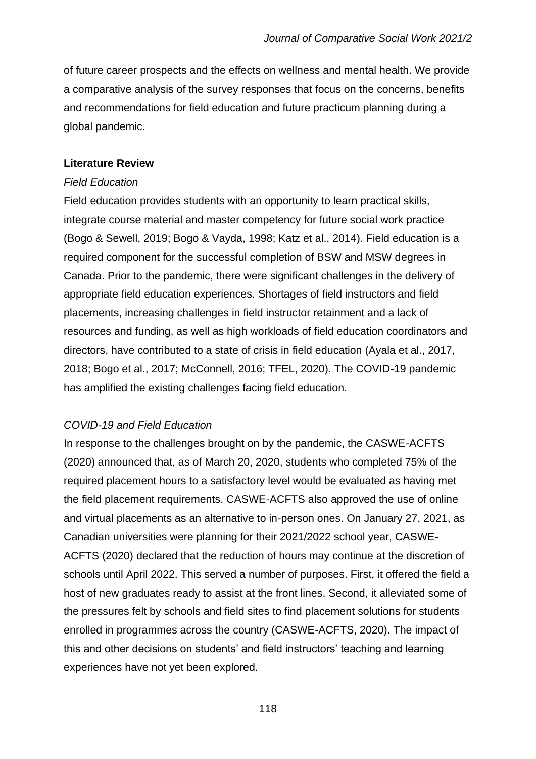of future career prospects and the effects on wellness and mental health. We provide a comparative analysis of the survey responses that focus on the concerns, benefits and recommendations for field education and future practicum planning during a global pandemic.

## Literature Review

### *Field Education*

Field education provides students with an opportunity to learn practical skills, integrate course material and master competency for future social work practice (Bogo & Sewell, 2019; Bogo & Vayda, 1998; Katz et al., 2014). Field education is a required component for the successful completion of BSW and MSW degrees in Canada. Prior to the pandemic, there were significant challenges in the delivery of appropriate field education experiences. Shortages of field instructors and field placements, increasing challenges in field instructor retainment and a lack of resources and funding, as well as high workloads of field education coordinators and directors, have contributed to a state of crisis in field education (Ayala et al., 2017, 2018; Bogo et al., 2017; McConnell, 2016; TFEL, 2020). The COVID-19 pandemic has amplified the existing challenges facing field education.

### *COVID-19 and Field Education*

In response to the challenges brought on by the pandemic, the CASWE-ACFTS (2020) announced that, as of March 20, 2020, students who completed 75% of the required placement hours to a satisfactory level would be evaluated as having met the field placement requirements. CASWE-ACFTS also approved the use of online and virtual placements as an alternative to in-person ones. On January 27, 2021, as Canadian universities were planning for their 2021/2022 school year, CASWE-ACFTS (2020) declared that the reduction of hours may continue at the discretion of schools until April 2022. This served a number of purposes. First, it offered the field a host of new graduates ready to assist at the front lines. Second, it alleviated some of the pressures felt by schools and field sites to find placement solutions for students enrolled in programmes across the country (CASWE-ACFTS, 2020). The impact of this and other decisions on students' and field instructors' teaching and learning experiences have not yet been explored.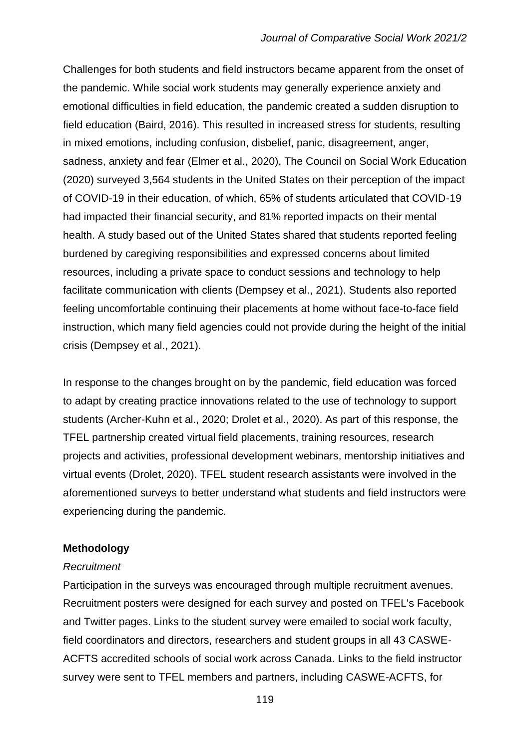Challenges for both students and field instructors became apparent from the onset of the pandemic. While social work students may generally experience anxiety and emotional difficulties in field education, the pandemic created a sudden disruption to field education (Baird, 2016). This resulted in increased stress for students, resulting in mixed emotions, including confusion, disbelief, panic, disagreement, anger, sadness, anxiety and fear (Elmer et al., 2020). The Council on Social Work Education (2020) surveyed 3,564 students in the United States on their perception of the impact of COVID-19 in their education, of which, 65% of students articulated that COVID-19 had impacted their financial security, and 81% reported impacts on their mental health. A study based out of the United States shared that students reported feeling burdened by caregiving responsibilities and expressed concerns about limited resources, including a private space to conduct sessions and technology to help facilitate communication with clients (Dempsey et al., 2021). Students also reported feeling uncomfortable continuing their placements at home without face-to-face field instruction, which many field agencies could not provide during the height of the initial crisis (Dempsey et al., 2021).

In response to the changes brought on by the pandemic, field education was forced to adapt by creating practice innovations related to the use of technology to support students (Archer-Kuhn et al., 2020; Drolet et al., 2020). As part of this response, the TFEL partnership created virtual field placements, training resources, research projects and activities, professional development webinars, mentorship initiatives and virtual events (Drolet, 2020). TFEL student research assistants were involved in the aforementioned surveys to better understand what students and field instructors were experiencing during the pandemic.

## Methodology

### *Recruitment*

Participation in the surveys was encouraged through multiple recruitment avenues. Recruitment posters were designed for each survey and posted on TFEL's Facebook and Twitter pages. Links to the student survey were emailed to social work faculty, field coordinators and directors, researchers and student groups in all 43 CASWE-ACFTS accredited schools of social work across Canada. Links to the field instructor survey were sent to TFEL members and partners, including CASWE-ACFTS, for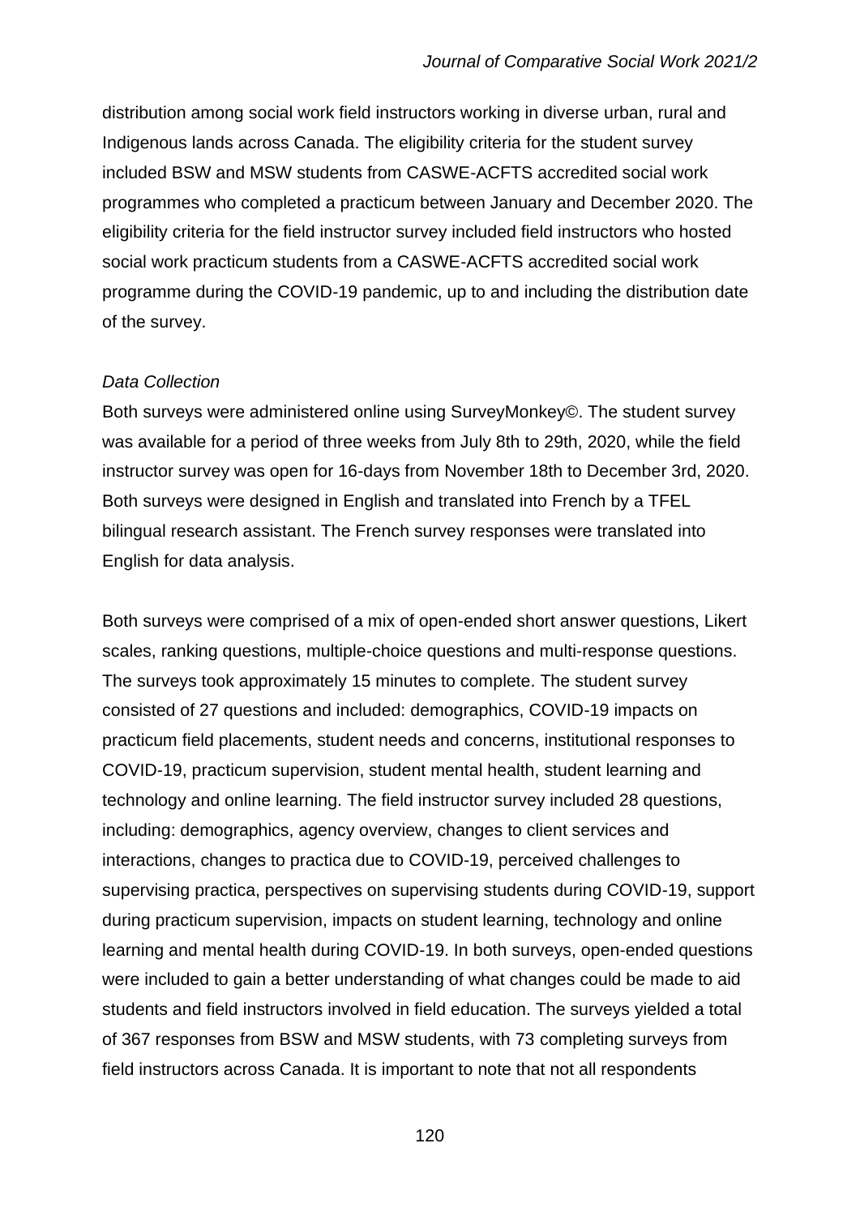distribution among social work field instructors working in diverse urban, rural and Indigenous lands across Canada. The eligibility criteria for the student survey included BSW and MSW students from CASWE-ACFTS accredited social work programmes who completed a practicum between January and December 2020. The eligibility criteria for the field instructor survey included field instructors who hosted social work practicum students from a CASWE-ACFTS accredited social work programme during the COVID-19 pandemic, up to and including the distribution date of the survey.

*Data Collection*

Both surveys were administered online using SurveyMonkey©. The student survey was available for a period of three weeks from July 8th to 29th, 2020, while the field instructor survey was open for 16-days from November 18th to December 3rd, 2020. Both surveys were designed in English and translated into French by a TFEL bilingual research assistant. The French survey responses were translated into English for data analysis.

Both surveys were comprised of a mix of open-ended short answer questions, Likert scales, ranking questions, multiple-choice questions and multi-response questions. The surveys took approximately 15 minutes to complete. The student survey consisted of 27 questions and included: demographics, COVID-19 impacts on practicum field placements, student needs and concerns, institutional responses to COVID-19, practicum supervision, student mental health, student learning and technology and online learning. The field instructor survey included 28 questions, including: demographics, agency overview, changes to client services and interactions, changes to practica due to COVID-19, perceived challenges to supervising practica, perspectives on supervising students during COVID-19, support during practicum supervision, impacts on student learning, technology and online learning and mental health during COVID-19. In both surveys, open-ended questions were included to gain a better understanding of what changes could be made to aid students and field instructors involved in field education. The surveys yielded a total of 367 responses from BSW and MSW students, with 73 completing surveys from field instructors across Canada. It is important to note that not all respondents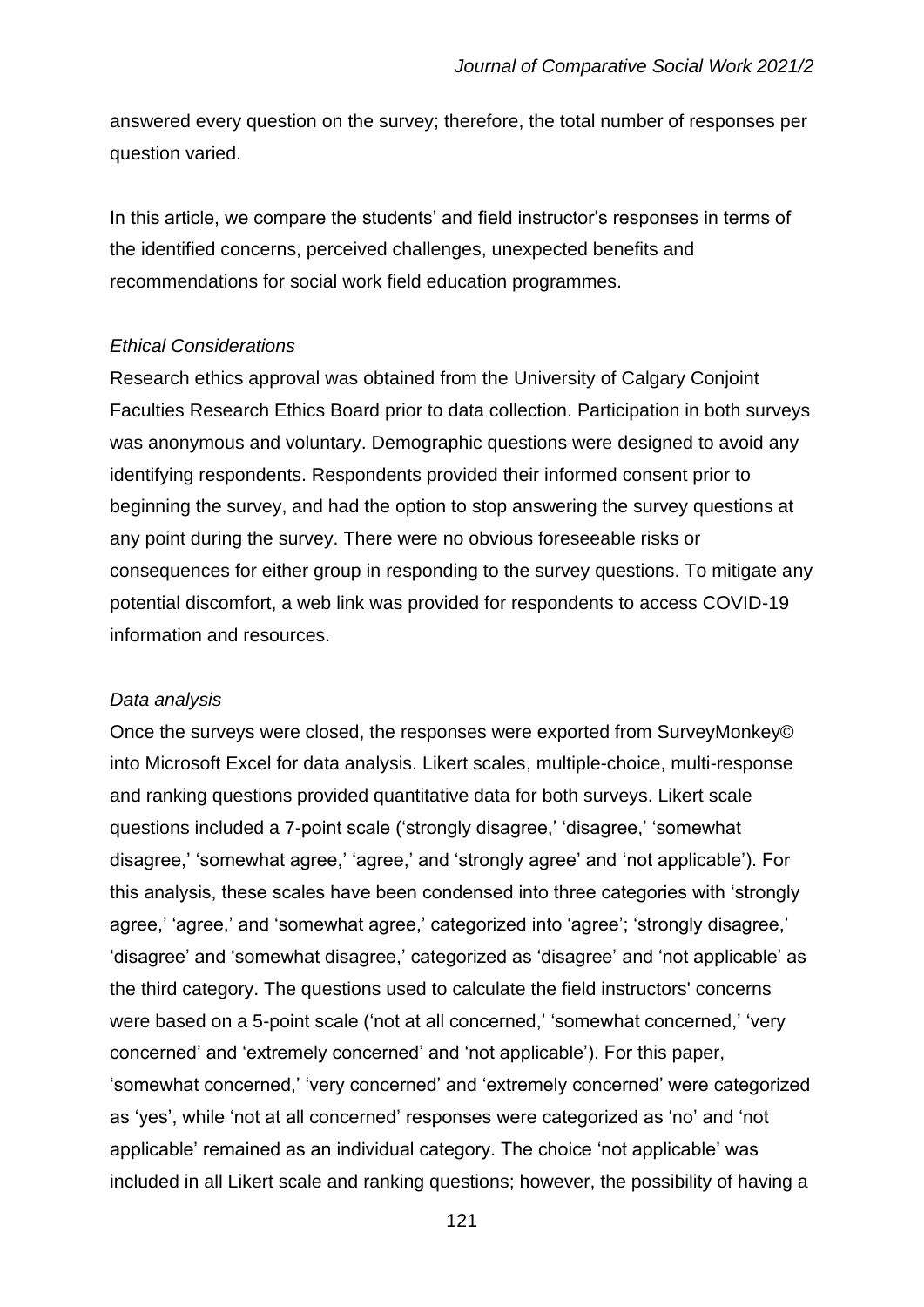answered every question on the survey; therefore, the total number of responses per question varied.

In this article, we compare the students' and field instructor's responses in terms of the identified concerns, perceived challenges, unexpected benefits and recommendations for social work field education programmes.

*Ethical Considerations*

Research ethics approval was obtained from the University of Calgary Conjoint Faculties Research Ethics Board prior to data collection. Participation in both surveys was anonymous and voluntary. Demographic questions were designed to avoid any identifying respondents. Respondents provided their informed consent prior to beginning the survey, and had the option to stop answering the survey questions at any point during the survey. There were no obvious foreseeable risks or consequences for either group in responding to the survey questions. To mitigate any potential discomfort, a web link was provided for respondents to access COVID-19 information and resources.

*Data analysis*

Once the surveys were closed, the responses were exported from SurveyMonkey© into Microsoft Excel for data analysis. Likert scales, multiple-choice, multi-response and ranking questions provided quantitative data for both surveys. Likert scale questions included a 7-point scale ('strongly disagree,' 'disagree,' 'somewhat disagree,' 'somewhat agree,' 'agree,' and 'strongly agree' and 'not applicable'). For this analysis, these scales have been condensed into three categories with 'strongly agree,' 'agree,' and 'somewhat agree,' categorized into 'agree'; 'strongly disagree,' 'disagree' and 'somewhat disagree,' categorized as 'disagree' and 'not applicable' as the third category. The questions used to calculate the field instructors' concerns were based on a 5-point scale ('not at all concerned,' 'somewhat concerned,' 'very concerned' and 'extremely concerned' and 'not applicable'). For this paper, 'somewhat concerned,' 'very concerned' and 'extremely concerned' were categorized as 'yes', while 'not at all concerned' responses were categorized as 'no' and 'not applicable' remained as an individual category. The choice 'not applicable' was included in all Likert scale and ranking questions; however, the possibility of having a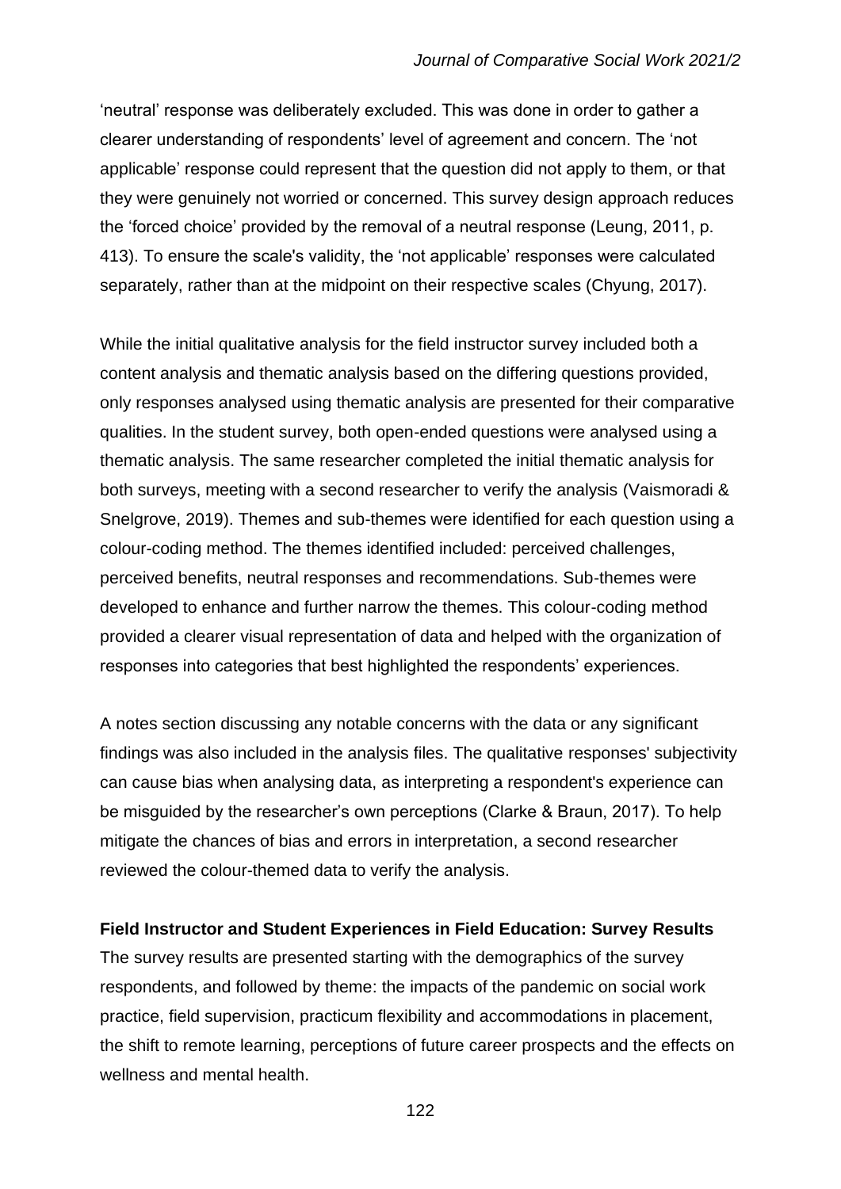'neutral' response was deliberately excluded. This was done in order to gather a clearer understanding of respondents' level of agreement and concern. The 'not applicable' response could represent that the question did not apply to them, or that they were genuinely not worried or concerned. This survey design approach reduces the 'forced choice' provided by the removal of a neutral response (Leung, 2011, p. 413). To ensure the scale's validity, the 'not applicable' responses were calculated separately, rather than at the midpoint on their respective scales (Chyung, 2017).

While the initial qualitative analysis for the field instructor survey included both a content analysis and thematic analysis based on the differing questions provided, only responses analysed using thematic analysis are presented for their comparative qualities. In the student survey, both open-ended questions were analysed using a thematic analysis. The same researcher completed the initial thematic analysis for both surveys, meeting with a second researcher to verify the analysis (Vaismoradi & Snelgrove, 2019). Themes and sub-themes were identified for each question using a colour-coding method. The themes identified included: perceived challenges, perceived benefits, neutral responses and recommendations. Sub-themes were developed to enhance and further narrow the themes. This colour-coding method provided a clearer visual representation of data and helped with the organization of responses into categories that best highlighted the respondents' experiences.

A notes section discussing any notable concerns with the data or any significant findings was also included in the analysis files. The qualitative responses' subjectivity can cause bias when analysing data, as interpreting a respondent's experience can be misguided by the researcher's own perceptions (Clarke & Braun, 2017). To help mitigate the chances of bias and errors in interpretation, a second researcher reviewed the colour-themed data to verify the analysis.

**Field Instructor and Student Experiences in Field Education: Survey Results**

The survey results are presented starting with the demographics of the survey respondents, and followed by theme: the impacts of the pandemic on social work practice, field supervision, practicum flexibility and accommodations in placement, the shift to remote learning, perceptions of future career prospects and the effects on wellness and mental health.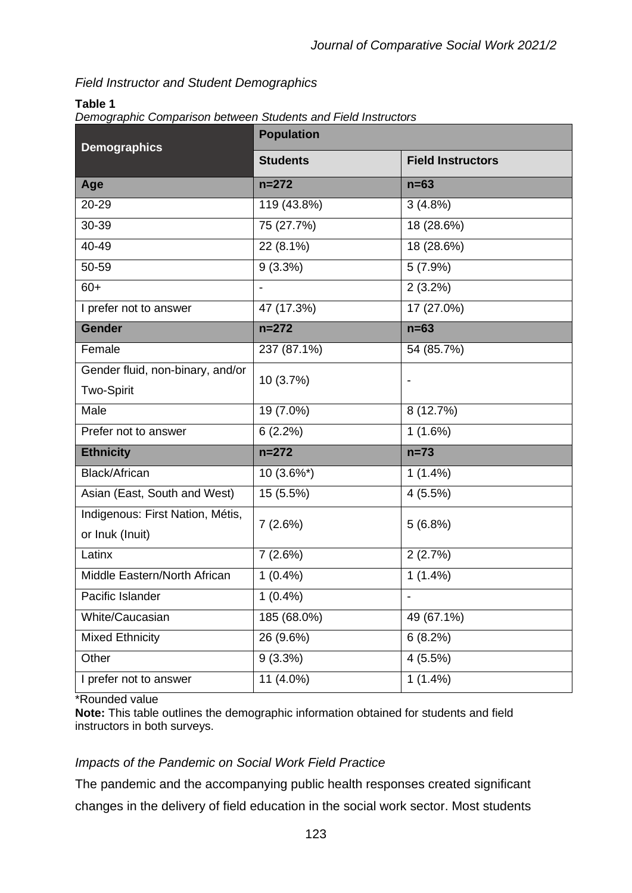*Field Instructor and Student Demographics*

**Table 1**

*Demographic Comparison between Students and Field Instructors*

| Demographics | Population | |
|---|---|---|
| | **Students** | **Field Instructors** |
| **Age** | **n=272** | **n=63** |
| 20-29 | 119 (43.8%) | 3 (4.8%) |
| 30-39 | 75 (27.7%) | 18 (28.6%) |
| 40-49 | 22 (8.1%) | 18 (28.6%) |
| 50-59 | 9 (3.3%) | 5 (7.9%) |
| 60+ | - | 2 (3.2%) |
| I prefer not to answer | 47 (17.3%) | 17 (27.0%) |
| **Gender** | **n=272** | **n=63** |
| Female | 237 (87.1%) | 54 (85.7%) |
| Gender fluid, non-binary, and/or Two-Spirit | 10 (3.7%) | - |
| Male | 19 (7.0%) | 8 (12.7%) |
| Prefer not to answer | 6 (2.2%) | 1 (1.6%) |
| **Ethnicity** | **n=272** | **n=73** |
| Black/African | 10 (3.6%*) | 1 (1.4%) |
| Asian (East, South and West) | 15 (5.5%) | 4 (5.5%) |
| Indigenous: First Nation, Métis, or Inuk (Inuit) | 7 (2.6%) | 5 (6.8%) |
| Latinx | 7 (2.6%) | 2 (2.7%) |
| Middle Eastern/North African | 1 (0.4%) | 1 (1.4%) |
| Pacific Islander | 1 (0.4%) | - |
| White/Caucasian | 185 (68.0%) | 49 (67.1%) |
| Mixed Ethnicity | 26 (9.6%) | 6 (8.2%) |
| Other | 9 (3.3%) | 4 (5.5%) |
| I prefer not to answer | 11 (4.0%) | 1 (1.4%) |

*Rounded value

**Note:** This table outlines the demographic information obtained for students and field instructors in both surveys.

*Impacts of the Pandemic on Social Work Field Practice*

The pandemic and the accompanying public health responses created significant changes in the delivery of field education in the social work sector. Most students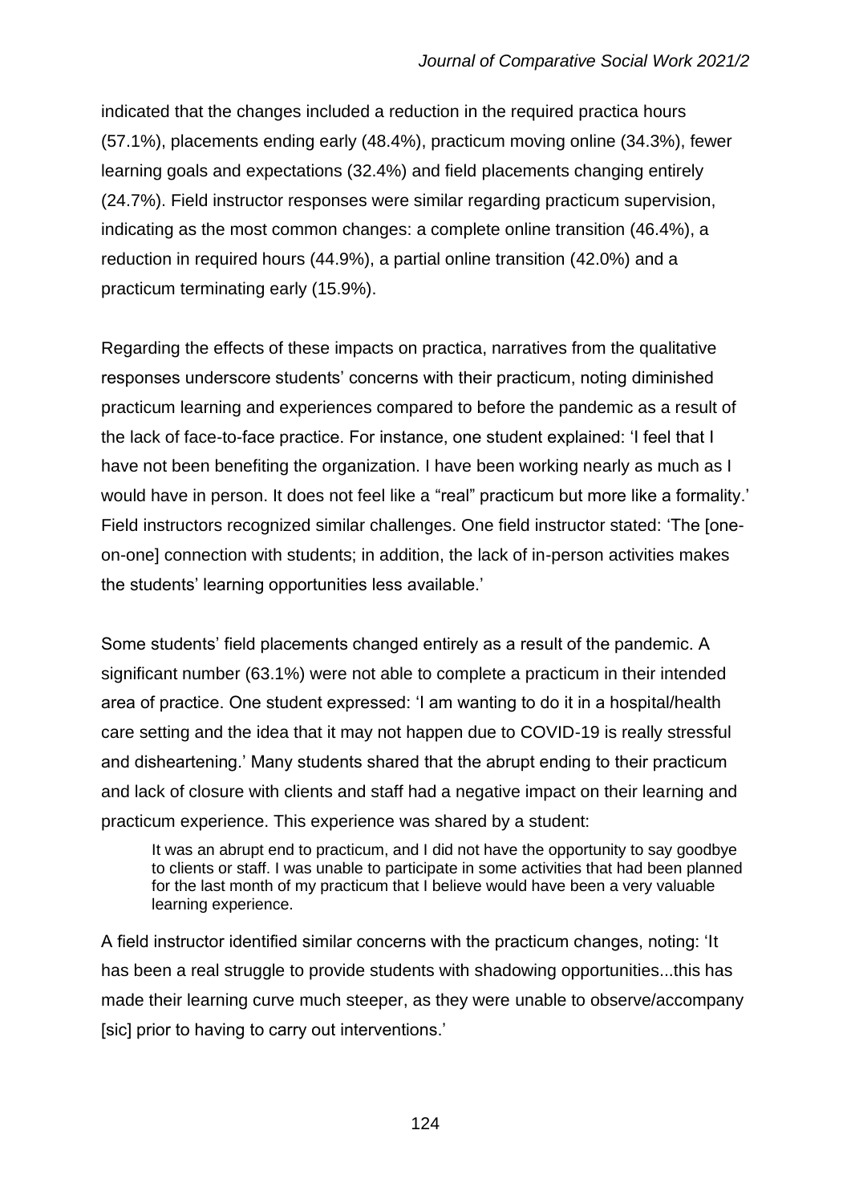indicated that the changes included a reduction in the required practica hours (57.1%), placements ending early (48.4%), practicum moving online (34.3%), fewer learning goals and expectations (32.4%) and field placements changing entirely (24.7%). Field instructor responses were similar regarding practicum supervision, indicating as the most common changes: a complete online transition (46.4%), a reduction in required hours (44.9%), a partial online transition (42.0%) and a practicum terminating early (15.9%).

Regarding the effects of these impacts on practica, narratives from the qualitative responses underscore students' concerns with their practicum, noting diminished practicum learning and experiences compared to before the pandemic as a result of the lack of face-to-face practice. For instance, one student explained: 'I feel that I have not been benefiting the organization. I have been working nearly as much as I would have in person. It does not feel like a "real" practicum but more like a formality.' Field instructors recognized similar challenges. One field instructor stated: 'The [one-on-one] connection with students; in addition, the lack of in-person activities makes the students' learning opportunities less available.'

Some students' field placements changed entirely as a result of the pandemic. A significant number (63.1%) were not able to complete a practicum in their intended area of practice. One student expressed: 'I am wanting to do it in a hospital/health care setting and the idea that it may not happen due to COVID-19 is really stressful and disheartening.' Many students shared that the abrupt ending to their practicum and lack of closure with clients and staff had a negative impact on their learning and practicum experience. This experience was shared by a student:

> It was an abrupt end to practicum, and I did not have the opportunity to say goodbye to clients or staff. I was unable to participate in some activities that had been planned for the last month of my practicum that I believe would have been a very valuable learning experience.

A field instructor identified similar concerns with the practicum changes, noting: 'It has been a real struggle to provide students with shadowing opportunities...this has made their learning curve much steeper, as they were unable to observe/accompany [sic] prior to having to carry out interventions.'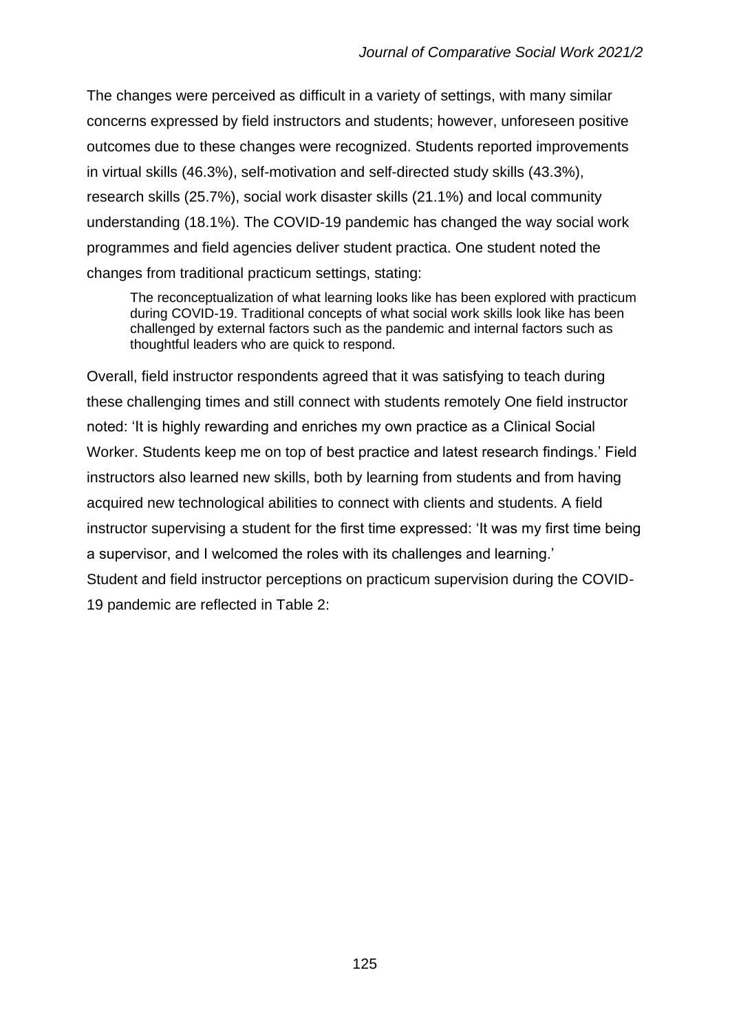The changes were perceived as difficult in a variety of settings, with many similar concerns expressed by field instructors and students; however, unforeseen positive outcomes due to these changes were recognized. Students reported improvements in virtual skills (46.3%), self-motivation and self-directed study skills (43.3%), research skills (25.7%), social work disaster skills (21.1%) and local community understanding (18.1%). The COVID-19 pandemic has changed the way social work programmes and field agencies deliver student practica. One student noted the changes from traditional practicum settings, stating:

> The reconceptualization of what learning looks like has been explored with practicum during COVID-19. Traditional concepts of what social work skills look like has been challenged by external factors such as the pandemic and internal factors such as thoughtful leaders who are quick to respond.

Overall, field instructor respondents agreed that it was satisfying to teach during these challenging times and still connect with students remotely One field instructor noted: 'It is highly rewarding and enriches my own practice as a Clinical Social Worker. Students keep me on top of best practice and latest research findings.' Field instructors also learned new skills, both by learning from students and from having acquired new technological abilities to connect with clients and students. A field instructor supervising a student for the first time expressed: 'It was my first time being a supervisor, and I welcomed the roles with its challenges and learning.'

Student and field instructor perceptions on practicum supervision during the COVID-19 pandemic are reflected in Table 2: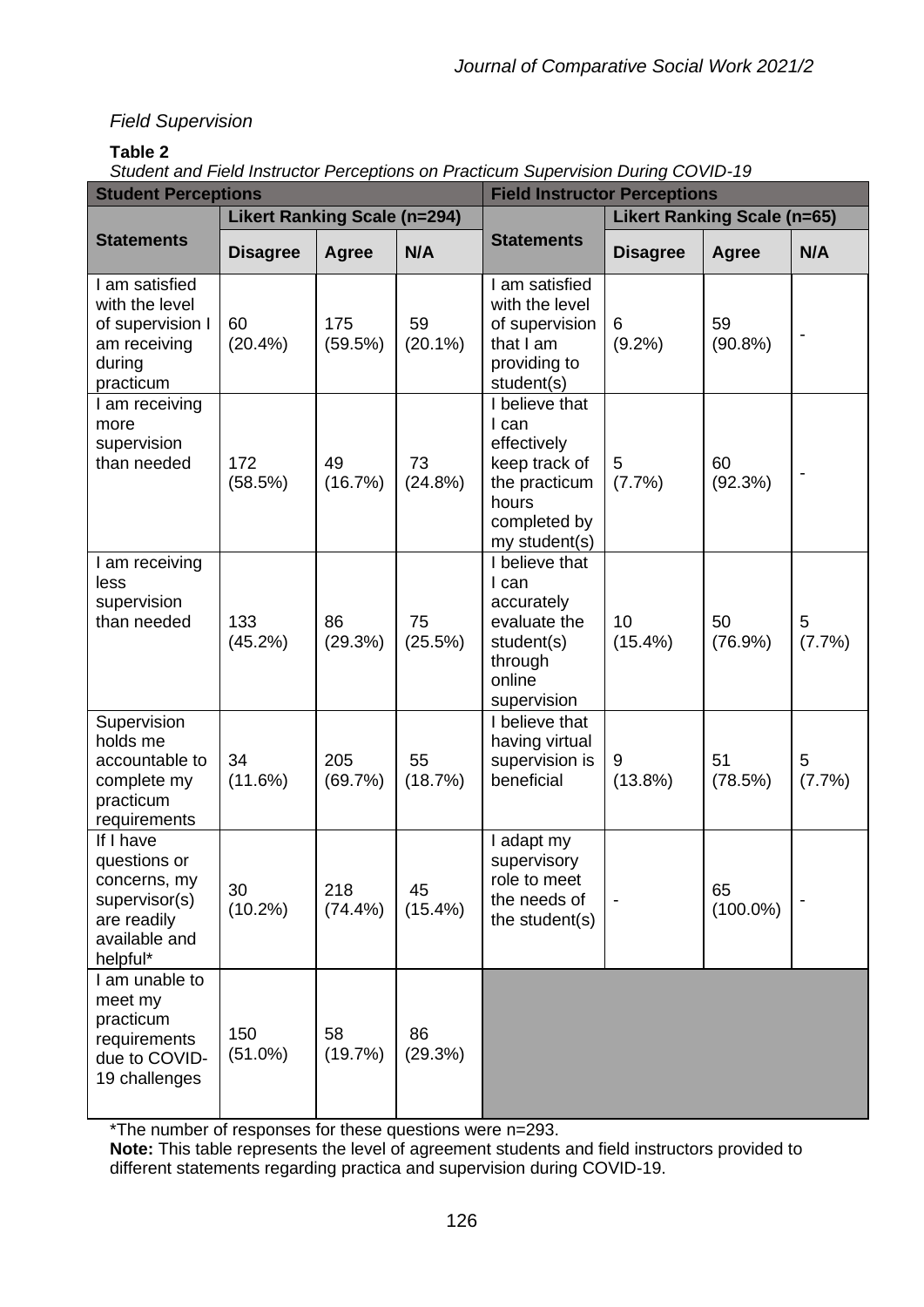*Field Supervision*

**Table 2**

*Student and Field Instructor Perceptions on Practicum Supervision During COVID-19*

| **Student Perceptions** | | | | **Field Instructor Perceptions** | | | |
|---|---|---|---|---|---|---|---|
| **Statements** | **Likert Ranking Scale (n=294)** | | | **Statements** | **Likert Ranking Scale (n=65)** | | |
| | **Disagree** | **Agree** | **N/A** | | **Disagree** | **Agree** | **N/A** |
| I am satisfied with the level of supervision I am receiving during practicum | 60 (20.4%) | 175 (59.5%) | 59 (20.1%) | I am satisfied with the level of supervision that I am providing to student(s) | 6 (9.2%) | 59 (90.8%) | - |
| I am receiving more supervision than needed | 172 (58.5%) | 49 (16.7%) | 73 (24.8%) | I believe that I can effectively keep track of the practicum hours completed by my student(s) | 5 (7.7%) | 60 (92.3%) | - |
| I am receiving less supervision than needed | 133 (45.2%) | 86 (29.3%) | 75 (25.5%) | I believe that I can accurately evaluate the student(s) through online supervision | 10 (15.4%) | 50 (76.9%) | 5 (7.7%) |
| Supervision holds me accountable to complete my practicum requirements | 34 (11.6%) | 205 (69.7%) | 55 (18.7%) | I believe that having virtual supervision is beneficial | 9 (13.8%) | 51 (78.5%) | 5 (7.7%) |
| If I have questions or concerns, my supervisor(s) are readily available and helpful* | 30 (10.2%) | 218 (74.4%) | 45 (15.4%) | I adapt my supervisory role to meet the needs of the student(s) | - | 65 (100.0%) | - |
| I am unable to meet my practicum requirements due to COVID-19 challenges | 150 (51.0%) | 58 (19.7%) | 86 (29.3%) | | | | |

*The number of responses for these questions were n=293.

**Note:** This table represents the level of agreement students and field instructors provided to different statements regarding practica and supervision during COVID-19.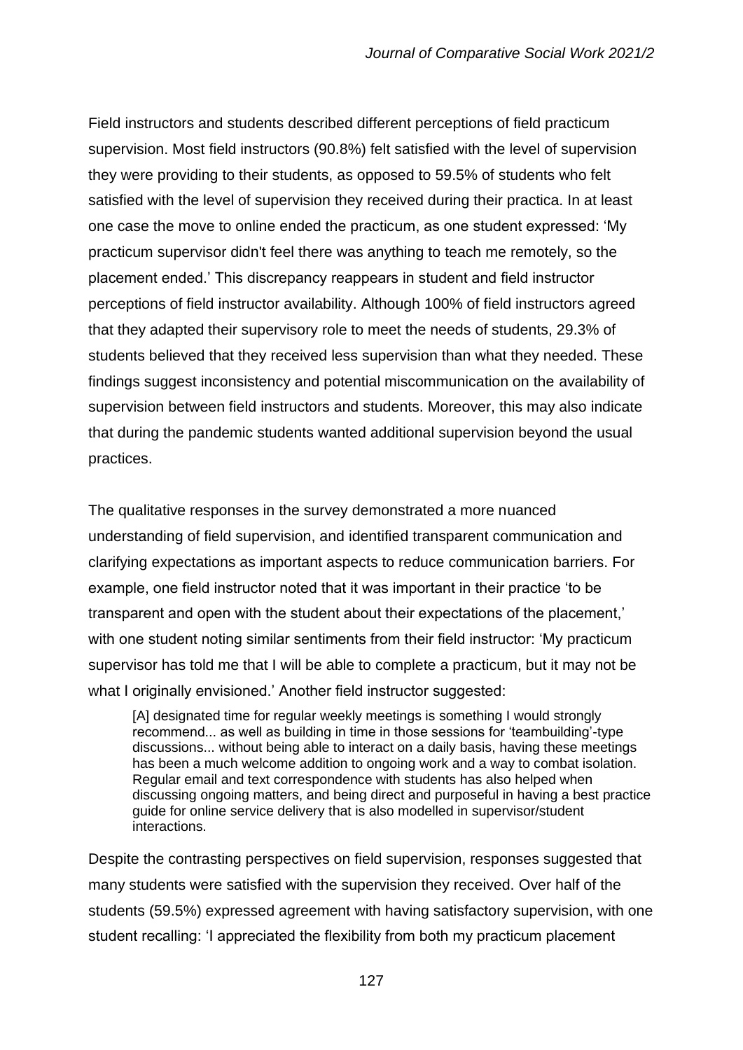Field instructors and students described different perceptions of field practicum supervision. Most field instructors (90.8%) felt satisfied with the level of supervision they were providing to their students, as opposed to 59.5% of students who felt satisfied with the level of supervision they received during their practica. In at least one case the move to online ended the practicum, as one student expressed: 'My practicum supervisor didn't feel there was anything to teach me remotely, so the placement ended.' This discrepancy reappears in student and field instructor perceptions of field instructor availability. Although 100% of field instructors agreed that they adapted their supervisory role to meet the needs of students, 29.3% of students believed that they received less supervision than what they needed. These findings suggest inconsistency and potential miscommunication on the availability of supervision between field instructors and students. Moreover, this may also indicate that during the pandemic students wanted additional supervision beyond the usual practices.

The qualitative responses in the survey demonstrated a more nuanced understanding of field supervision, and identified transparent communication and clarifying expectations as important aspects to reduce communication barriers. For example, one field instructor noted that it was important in their practice 'to be transparent and open with the student about their expectations of the placement,' with one student noting similar sentiments from their field instructor: 'My practicum supervisor has told me that I will be able to complete a practicum, but it may not be what I originally envisioned.' Another field instructor suggested:

> [A] designated time for regular weekly meetings is something I would strongly recommend... as well as building in time in those sessions for 'teambuilding'-type discussions... without being able to interact on a daily basis, having these meetings has been a much welcome addition to ongoing work and a way to combat isolation. Regular email and text correspondence with students has also helped when discussing ongoing matters, and being direct and purposeful in having a best practice guide for online service delivery that is also modelled in supervisor/student interactions.

Despite the contrasting perspectives on field supervision, responses suggested that many students were satisfied with the supervision they received. Over half of the students (59.5%) expressed agreement with having satisfactory supervision, with one student recalling: 'I appreciated the flexibility from both my practicum placement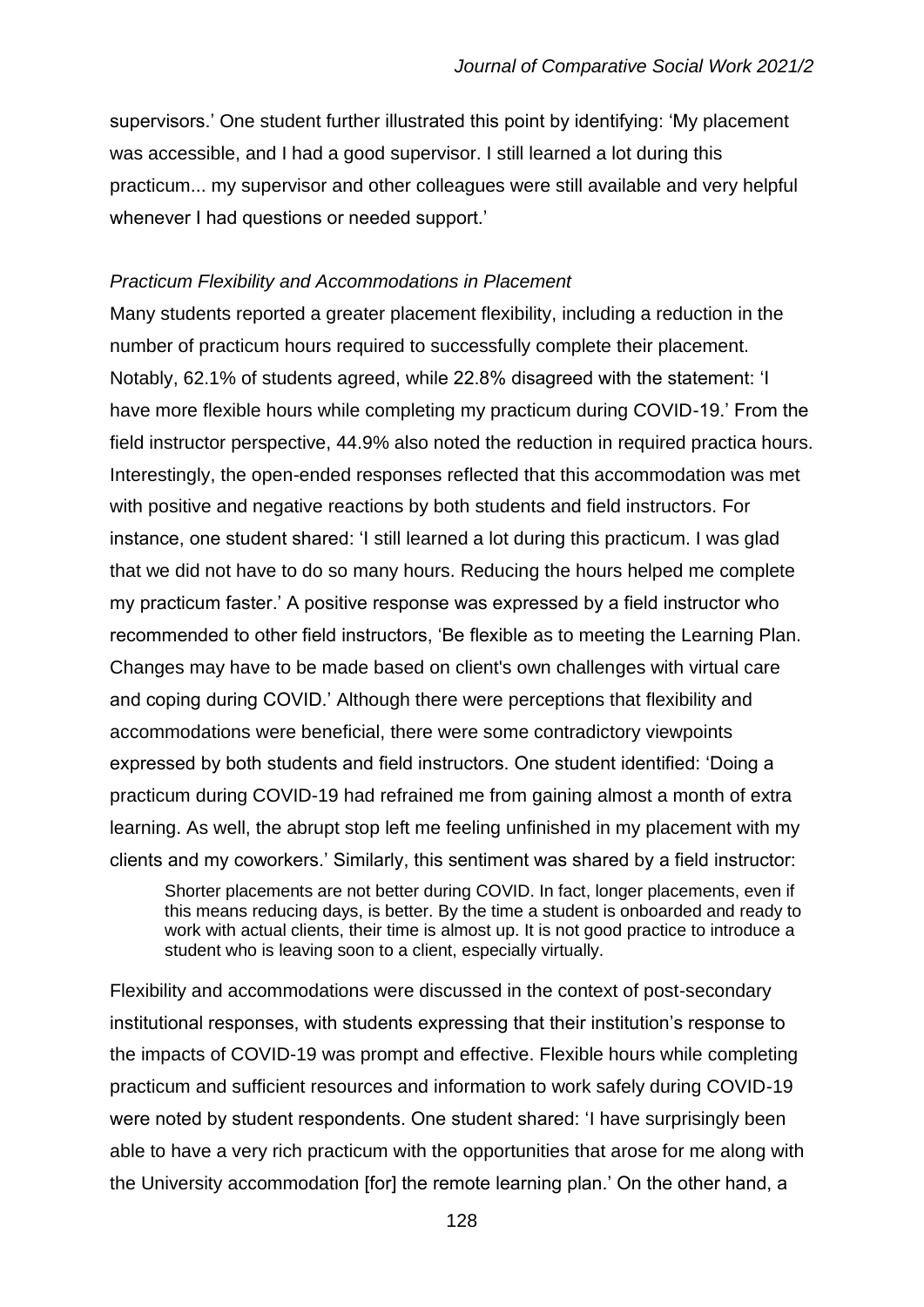supervisors.' One student further illustrated this point by identifying: 'My placement was accessible, and I had a good supervisor. I still learned a lot during this practicum... my supervisor and other colleagues were still available and very helpful whenever I had questions or needed support.'

### *Practicum Flexibility and Accommodations in Placement*

Many students reported a greater placement flexibility, including a reduction in the number of practicum hours required to successfully complete their placement. Notably, 62.1% of students agreed, while 22.8% disagreed with the statement: 'I have more flexible hours while completing my practicum during COVID-19.' From the field instructor perspective, 44.9% also noted the reduction in required practica hours. Interestingly, the open-ended responses reflected that this accommodation was met with positive and negative reactions by both students and field instructors. For instance, one student shared: 'I still learned a lot during this practicum. I was glad that we did not have to do so many hours. Reducing the hours helped me complete my practicum faster.' A positive response was expressed by a field instructor who recommended to other field instructors, 'Be flexible as to meeting the Learning Plan. Changes may have to be made based on client's own challenges with virtual care and coping during COVID.' Although there were perceptions that flexibility and accommodations were beneficial, there were some contradictory viewpoints expressed by both students and field instructors. One student identified: 'Doing a practicum during COVID-19 had refrained me from gaining almost a month of extra learning. As well, the abrupt stop left me feeling unfinished in my placement with my clients and my coworkers.' Similarly, this sentiment was shared by a field instructor:

> Shorter placements are not better during COVID. In fact, longer placements, even if this means reducing days, is better. By the time a student is onboarded and ready to work with actual clients, their time is almost up. It is not good practice to introduce a student who is leaving soon to a client, especially virtually.

Flexibility and accommodations were discussed in the context of post-secondary institutional responses, with students expressing that their institution's response to the impacts of COVID-19 was prompt and effective. Flexible hours while completing practicum and sufficient resources and information to work safely during COVID-19 were noted by student respondents. One student shared: 'I have surprisingly been able to have a very rich practicum with the opportunities that arose for me along with the University accommodation [for] the remote learning plan.' On the other hand, a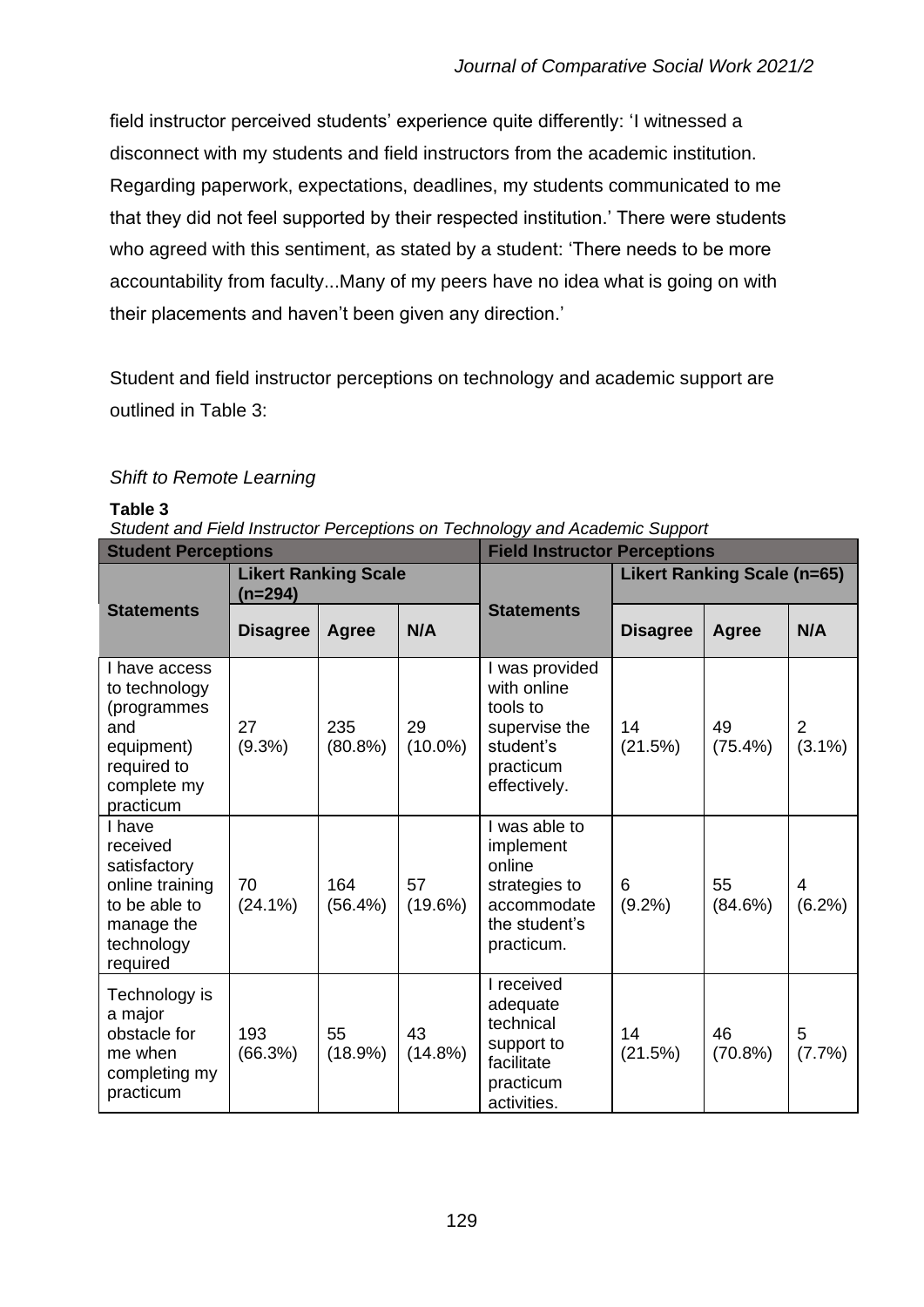field instructor perceived students' experience quite differently: 'I witnessed a disconnect with my students and field instructors from the academic institution. Regarding paperwork, expectations, deadlines, my students communicated to me that they did not feel supported by their respected institution.' There were students who agreed with this sentiment, as stated by a student: 'There needs to be more accountability from faculty...Many of my peers have no idea what is going on with their placements and haven't been given any direction.'

Student and field instructor perceptions on technology and academic support are outlined in Table 3:

*Shift to Remote Learning*

**Table 3**

*Student and Field Instructor Perceptions on Technology and Academic Support*

| **Student Perceptions** | | | | **Field Instructor Perceptions** | | | |
|---|---|---|---|---|---|---|---|
| **Statements** | **Likert Ranking Scale (n=294)** | | | **Statements** | **Likert Ranking Scale (n=65)** | | |
| | **Disagree** | **Agree** | **N/A** | | **Disagree** | **Agree** | **N/A** |
| I have access to technology (programmes and equipment) required to complete my practicum | 27 (9.3%) | 235 (80.8%) | 29 (10.0%) | I was provided with online tools to supervise the student's practicum effectively. | 14 (21.5%) | 49 (75.4%) | 2 (3.1%) |
| I have received satisfactory online training to be able to manage the technology required | 70 (24.1%) | 164 (56.4%) | 57 (19.6%) | I was able to implement online strategies to accommodate the student's practicum. | 6 (9.2%) | 55 (84.6%) | 4 (6.2%) |
| Technology is a major obstacle for me when completing my practicum | 193 (66.3%) | 55 (18.9%) | 43 (14.8%) | I received adequate technical support to facilitate practicum activities. | 14 (21.5%) | 46 (70.8%) | 5 (7.7%) |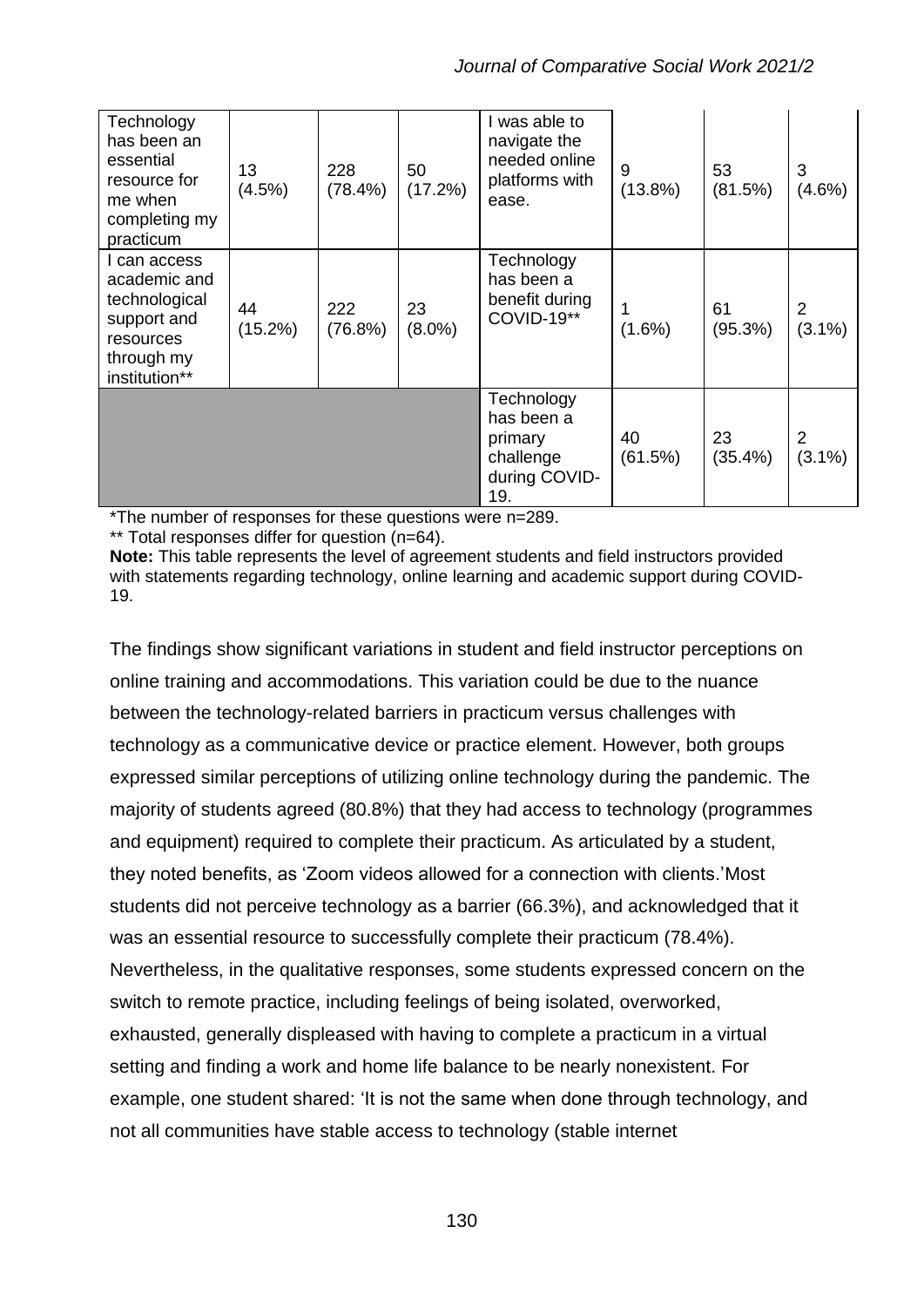| Technology has been an essential resource for me when completing my practicum | 13 (4.5%) | 228 (78.4%) | 50 (17.2%) | I was able to navigate the needed online platforms with ease. | 9 (13.8%) | 53 (81.5%) | 3 (4.6%) |
|---|---|---|---|---|---|---|---|
| I can access academic and technological support and resources through my institution** | 44 (15.2%) | 222 (76.8%) | 23 (8.0%) | Technology has been a benefit during COVID-19** | 1 (1.6%) | 61 (95.3%) | 2 (3.1%) |
| | | | | Technology has been a primary challenge during COVID-19. | 40 (61.5%) | 23 (35.4%) | 2 (3.1%) |

*The number of responses for these questions were n=289.

** Total responses differ for question (n=64).

**Note:** This table represents the level of agreement students and field instructors provided with statements regarding technology, online learning and academic support during COVID-19.

The findings show significant variations in student and field instructor perceptions on online training and accommodations. This variation could be due to the nuance between the technology-related barriers in practicum versus challenges with technology as a communicative device or practice element. However, both groups expressed similar perceptions of utilizing online technology during the pandemic. The majority of students agreed (80.8%) that they had access to technology (programmes and equipment) required to complete their practicum. As articulated by a student, they noted benefits, as 'Zoom videos allowed for a connection with clients.'Most students did not perceive technology as a barrier (66.3%), and acknowledged that it was an essential resource to successfully complete their practicum (78.4%). Nevertheless, in the qualitative responses, some students expressed concern on the switch to remote practice, including feelings of being isolated, overworked, exhausted, generally displeased with having to complete a practicum in a virtual setting and finding a work and home life balance to be nearly nonexistent. For example, one student shared: 'It is not the same when done through technology, and not all communities have stable access to technology (stable internet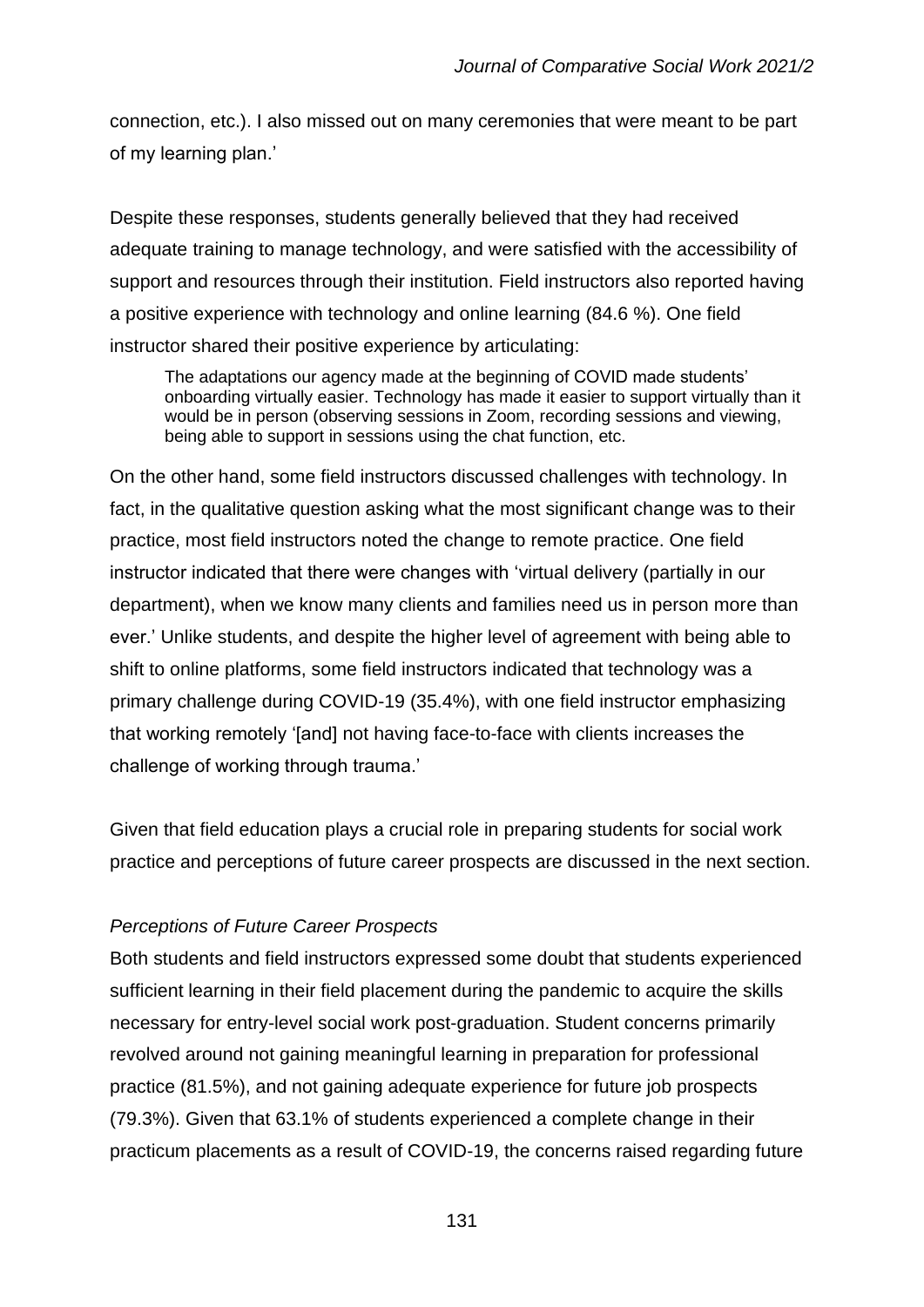connection, etc.). I also missed out on many ceremonies that were meant to be part of my learning plan.'

Despite these responses, students generally believed that they had received adequate training to manage technology, and were satisfied with the accessibility of support and resources through their institution. Field instructors also reported having a positive experience with technology and online learning (84.6 %). One field instructor shared their positive experience by articulating:

> The adaptations our agency made at the beginning of COVID made students' onboarding virtually easier. Technology has made it easier to support virtually than it would be in person (observing sessions in Zoom, recording sessions and viewing, being able to support in sessions using the chat function, etc.

On the other hand, some field instructors discussed challenges with technology. In fact, in the qualitative question asking what the most significant change was to their practice, most field instructors noted the change to remote practice. One field instructor indicated that there were changes with 'virtual delivery (partially in our department), when we know many clients and families need us in person more than ever.' Unlike students, and despite the higher level of agreement with being able to shift to online platforms, some field instructors indicated that technology was a primary challenge during COVID-19 (35.4%), with one field instructor emphasizing that working remotely '[and] not having face-to-face with clients increases the challenge of working through trauma.'

Given that field education plays a crucial role in preparing students for social work practice and perceptions of future career prospects are discussed in the next section.

### *Perceptions of Future Career Prospects*

Both students and field instructors expressed some doubt that students experienced sufficient learning in their field placement during the pandemic to acquire the skills necessary for entry-level social work post-graduation. Student concerns primarily revolved around not gaining meaningful learning in preparation for professional practice (81.5%), and not gaining adequate experience for future job prospects (79.3%). Given that 63.1% of students experienced a complete change in their practicum placements as a result of COVID-19, the concerns raised regarding future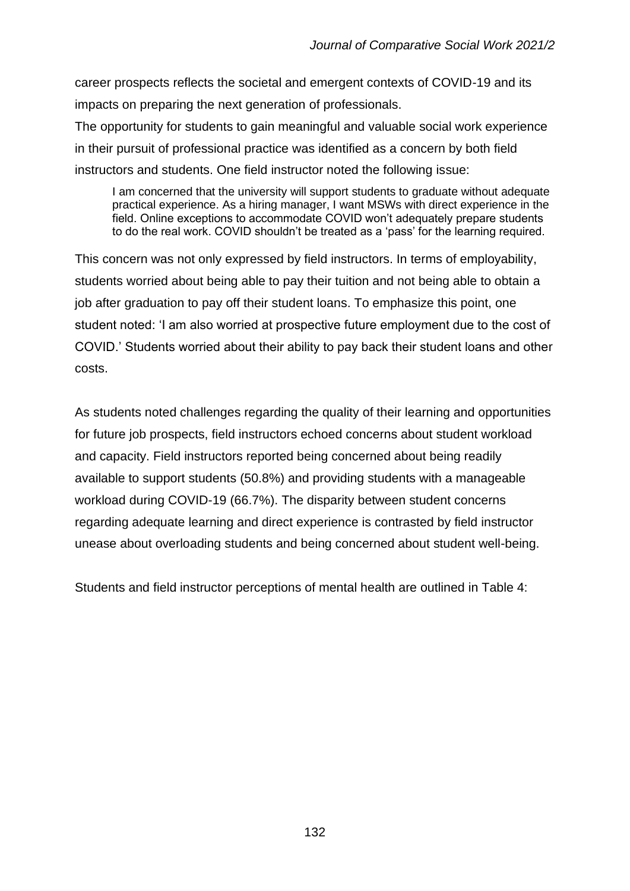career prospects reflects the societal and emergent contexts of COVID-19 and its impacts on preparing the next generation of professionals.

The opportunity for students to gain meaningful and valuable social work experience in their pursuit of professional practice was identified as a concern by both field instructors and students. One field instructor noted the following issue:

> I am concerned that the university will support students to graduate without adequate practical experience. As a hiring manager, I want MSWs with direct experience in the field. Online exceptions to accommodate COVID won't adequately prepare students to do the real work. COVID shouldn't be treated as a 'pass' for the learning required.

This concern was not only expressed by field instructors. In terms of employability, students worried about being able to pay their tuition and not being able to obtain a job after graduation to pay off their student loans. To emphasize this point, one student noted: 'I am also worried at prospective future employment due to the cost of COVID.' Students worried about their ability to pay back their student loans and other costs.

As students noted challenges regarding the quality of their learning and opportunities for future job prospects, field instructors echoed concerns about student workload and capacity. Field instructors reported being concerned about being readily available to support students (50.8%) and providing students with a manageable workload during COVID-19 (66.7%). The disparity between student concerns regarding adequate learning and direct experience is contrasted by field instructor unease about overloading students and being concerned about student well-being.

Students and field instructor perceptions of mental health are outlined in Table 4: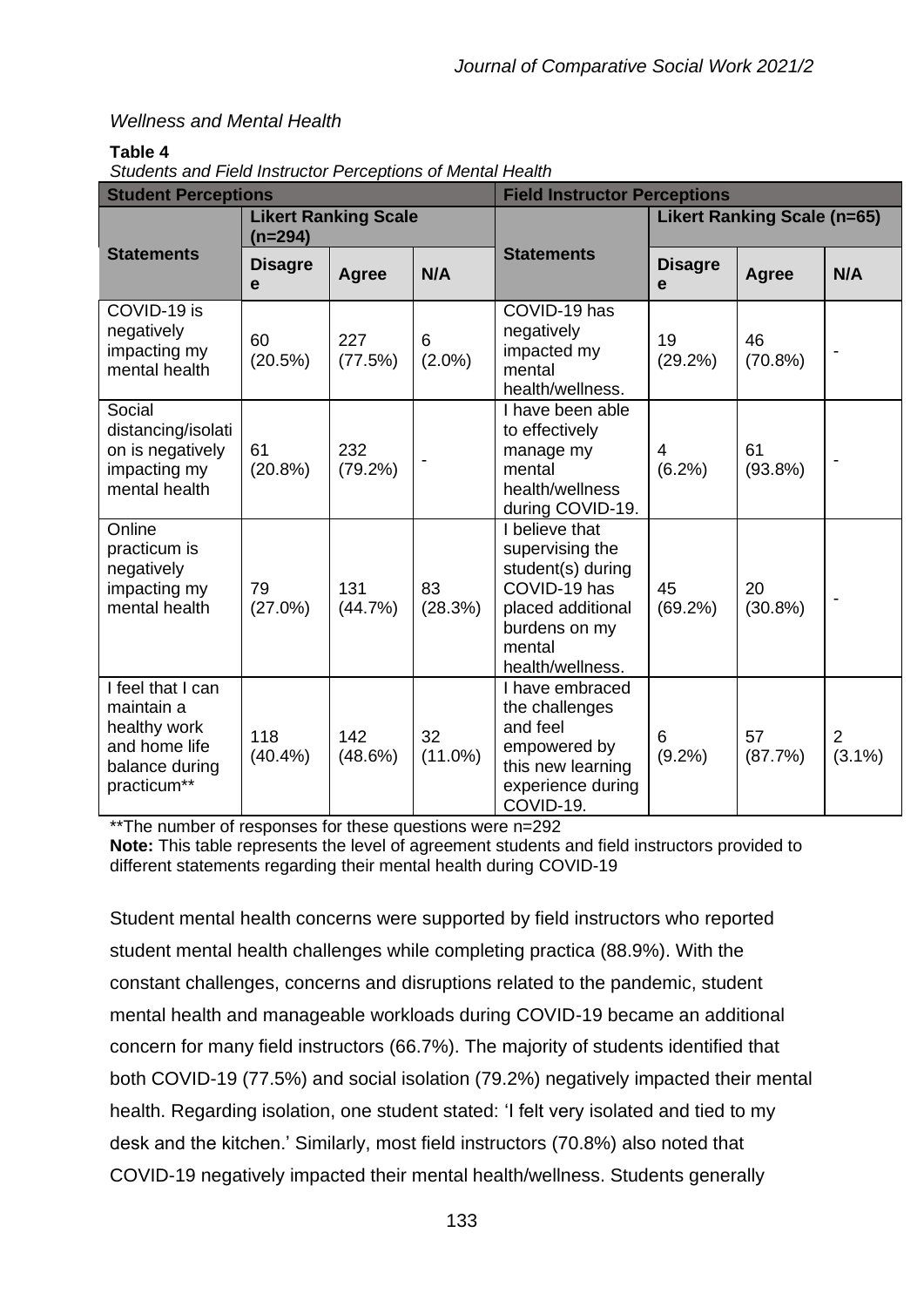*Wellness and Mental Health*

**Table 4**

*Students and Field Instructor Perceptions of Mental Health*

| Student Perceptions | | | | Field Instructor Perceptions | | | |
|---|---|---|---|---|---|---|---|
| Statements | Likert Ranking Scale (n=294) | | | Statements | Likert Ranking Scale (n=65) | | |
| | Disagree | Agree | N/A | | Disagree | Agree | N/A |
| COVID-19 is negatively impacting my mental health | 60 (20.5%) | 227 (77.5%) | 6 (2.0%) | COVID-19 has negatively impacted my mental health/wellness. | 19 (29.2%) | 46 (70.8%) | - |
| Social distancing/isolation is negatively impacting my mental health | 61 (20.8%) | 232 (79.2%) | - | I have been able to effectively manage my mental health/wellness during COVID-19. | 4 (6.2%) | 61 (93.8%) | - |
| Online practicum is negatively impacting my mental health | 79 (27.0%) | 131 (44.7%) | 83 (28.3%) | I believe that supervising the student(s) during COVID-19 has placed additional burdens on my mental health/wellness. | 45 (69.2%) | 20 (30.8%) | - |
| I feel that I can maintain a healthy work and home life balance during practicum** | 118 (40.4%) | 142 (48.6%) | 32 (11.0%) | I have embraced the challenges and feel empowered by this new learning experience during COVID-19. | 6 (9.2%) | 57 (87.7%) | 2 (3.1%) |

**The number of responses for these questions were n=292

**Note:** This table represents the level of agreement students and field instructors provided to different statements regarding their mental health during COVID-19

Student mental health concerns were supported by field instructors who reported student mental health challenges while completing practica (88.9%). With the constant challenges, concerns and disruptions related to the pandemic, student mental health and manageable workloads during COVID-19 became an additional concern for many field instructors (66.7%). The majority of students identified that both COVID-19 (77.5%) and social isolation (79.2%) negatively impacted their mental health. Regarding isolation, one student stated: 'I felt very isolated and tied to my desk and the kitchen.' Similarly, most field instructors (70.8%) also noted that COVID-19 negatively impacted their mental health/wellness. Students generally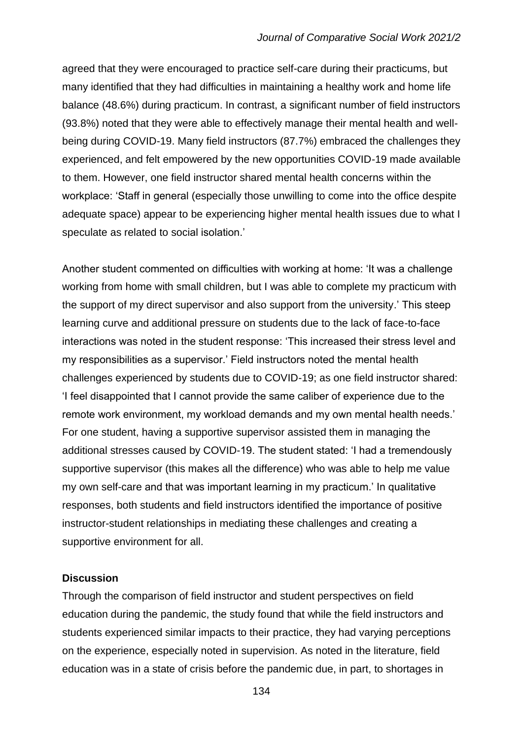agreed that they were encouraged to practice self-care during their practicums, but many identified that they had difficulties in maintaining a healthy work and home life balance (48.6%) during practicum. In contrast, a significant number of field instructors (93.8%) noted that they were able to effectively manage their mental health and well-being during COVID-19. Many field instructors (87.7%) embraced the challenges they experienced, and felt empowered by the new opportunities COVID-19 made available to them. However, one field instructor shared mental health concerns within the workplace: 'Staff in general (especially those unwilling to come into the office despite adequate space) appear to be experiencing higher mental health issues due to what I speculate as related to social isolation.'

Another student commented on difficulties with working at home: 'It was a challenge working from home with small children, but I was able to complete my practicum with the support of my direct supervisor and also support from the university.' This steep learning curve and additional pressure on students due to the lack of face-to-face interactions was noted in the student response: 'This increased their stress level and my responsibilities as a supervisor.' Field instructors noted the mental health challenges experienced by students due to COVID-19; as one field instructor shared: 'I feel disappointed that I cannot provide the same caliber of experience due to the remote work environment, my workload demands and my own mental health needs.' For one student, having a supportive supervisor assisted them in managing the additional stresses caused by COVID-19. The student stated: 'I had a tremendously supportive supervisor (this makes all the difference) who was able to help me value my own self-care and that was important learning in my practicum.' In qualitative responses, both students and field instructors identified the importance of positive instructor-student relationships in mediating these challenges and creating a supportive environment for all.

## Discussion

Through the comparison of field instructor and student perspectives on field education during the pandemic, the study found that while the field instructors and students experienced similar impacts to their practice, they had varying perceptions on the experience, especially noted in supervision. As noted in the literature, field education was in a state of crisis before the pandemic due, in part, to shortages in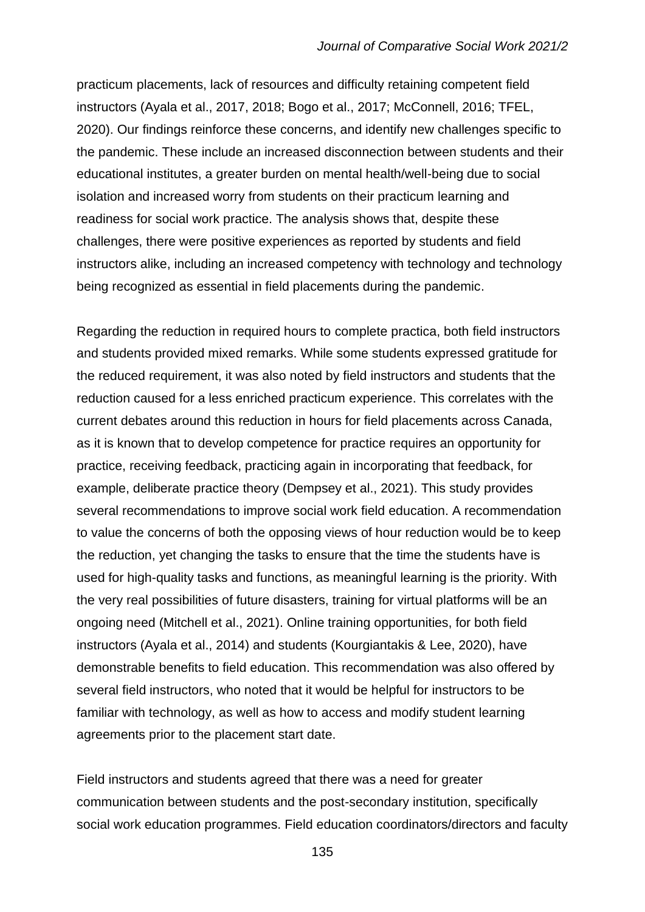practicum placements, lack of resources and difficulty retaining competent field instructors (Ayala et al., 2017, 2018; Bogo et al., 2017; McConnell, 2016; TFEL, 2020). Our findings reinforce these concerns, and identify new challenges specific to the pandemic. These include an increased disconnection between students and their educational institutes, a greater burden on mental health/well-being due to social isolation and increased worry from students on their practicum learning and readiness for social work practice. The analysis shows that, despite these challenges, there were positive experiences as reported by students and field instructors alike, including an increased competency with technology and technology being recognized as essential in field placements during the pandemic.

Regarding the reduction in required hours to complete practica, both field instructors and students provided mixed remarks. While some students expressed gratitude for the reduced requirement, it was also noted by field instructors and students that the reduction caused for a less enriched practicum experience. This correlates with the current debates around this reduction in hours for field placements across Canada, as it is known that to develop competence for practice requires an opportunity for practice, receiving feedback, practicing again in incorporating that feedback, for example, deliberate practice theory (Dempsey et al., 2021). This study provides several recommendations to improve social work field education. A recommendation to value the concerns of both the opposing views of hour reduction would be to keep the reduction, yet changing the tasks to ensure that the time the students have is used for high-quality tasks and functions, as meaningful learning is the priority. With the very real possibilities of future disasters, training for virtual platforms will be an ongoing need (Mitchell et al., 2021). Online training opportunities, for both field instructors (Ayala et al., 2014) and students (Kourgiantakis & Lee, 2020), have demonstrable benefits to field education. This recommendation was also offered by several field instructors, who noted that it would be helpful for instructors to be familiar with technology, as well as how to access and modify student learning agreements prior to the placement start date.

Field instructors and students agreed that there was a need for greater communication between students and the post-secondary institution, specifically social work education programmes. Field education coordinators/directors and faculty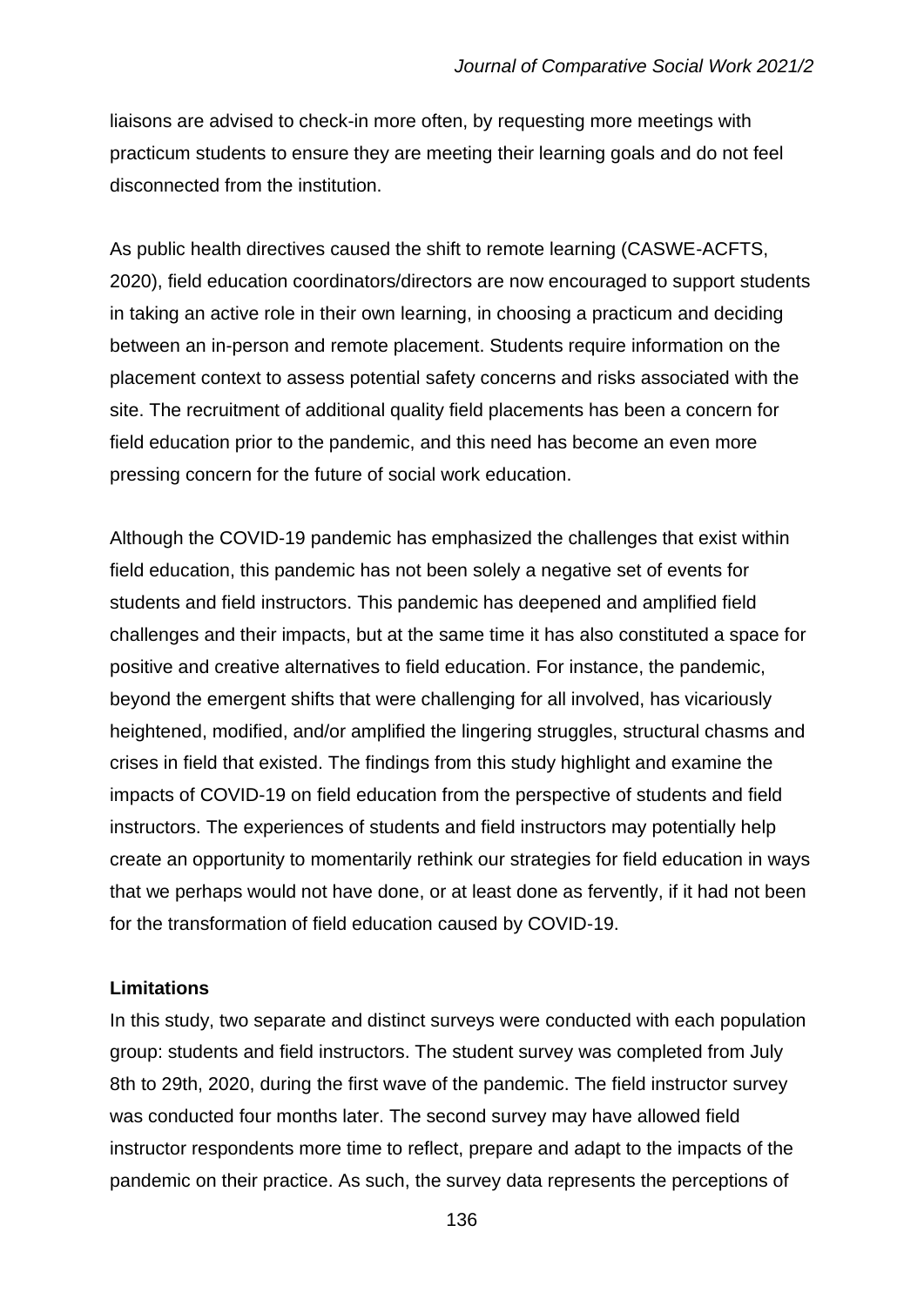liaisons are advised to check-in more often, by requesting more meetings with practicum students to ensure they are meeting their learning goals and do not feel disconnected from the institution.

As public health directives caused the shift to remote learning (CASWE-ACFTS, 2020), field education coordinators/directors are now encouraged to support students in taking an active role in their own learning, in choosing a practicum and deciding between an in-person and remote placement. Students require information on the placement context to assess potential safety concerns and risks associated with the site. The recruitment of additional quality field placements has been a concern for field education prior to the pandemic, and this need has become an even more pressing concern for the future of social work education.

Although the COVID-19 pandemic has emphasized the challenges that exist within field education, this pandemic has not been solely a negative set of events for students and field instructors. This pandemic has deepened and amplified field challenges and their impacts, but at the same time it has also constituted a space for positive and creative alternatives to field education. For instance, the pandemic, beyond the emergent shifts that were challenging for all involved, has vicariously heightened, modified, and/or amplified the lingering struggles, structural chasms and crises in field that existed. The findings from this study highlight and examine the impacts of COVID-19 on field education from the perspective of students and field instructors. The experiences of students and field instructors may potentially help create an opportunity to momentarily rethink our strategies for field education in ways that we perhaps would not have done, or at least done as fervently, if it had not been for the transformation of field education caused by COVID-19.

**Limitations**

In this study, two separate and distinct surveys were conducted with each population group: students and field instructors. The student survey was completed from July 8th to 29th, 2020, during the first wave of the pandemic. The field instructor survey was conducted four months later. The second survey may have allowed field instructor respondents more time to reflect, prepare and adapt to the impacts of the pandemic on their practice. As such, the survey data represents the perceptions of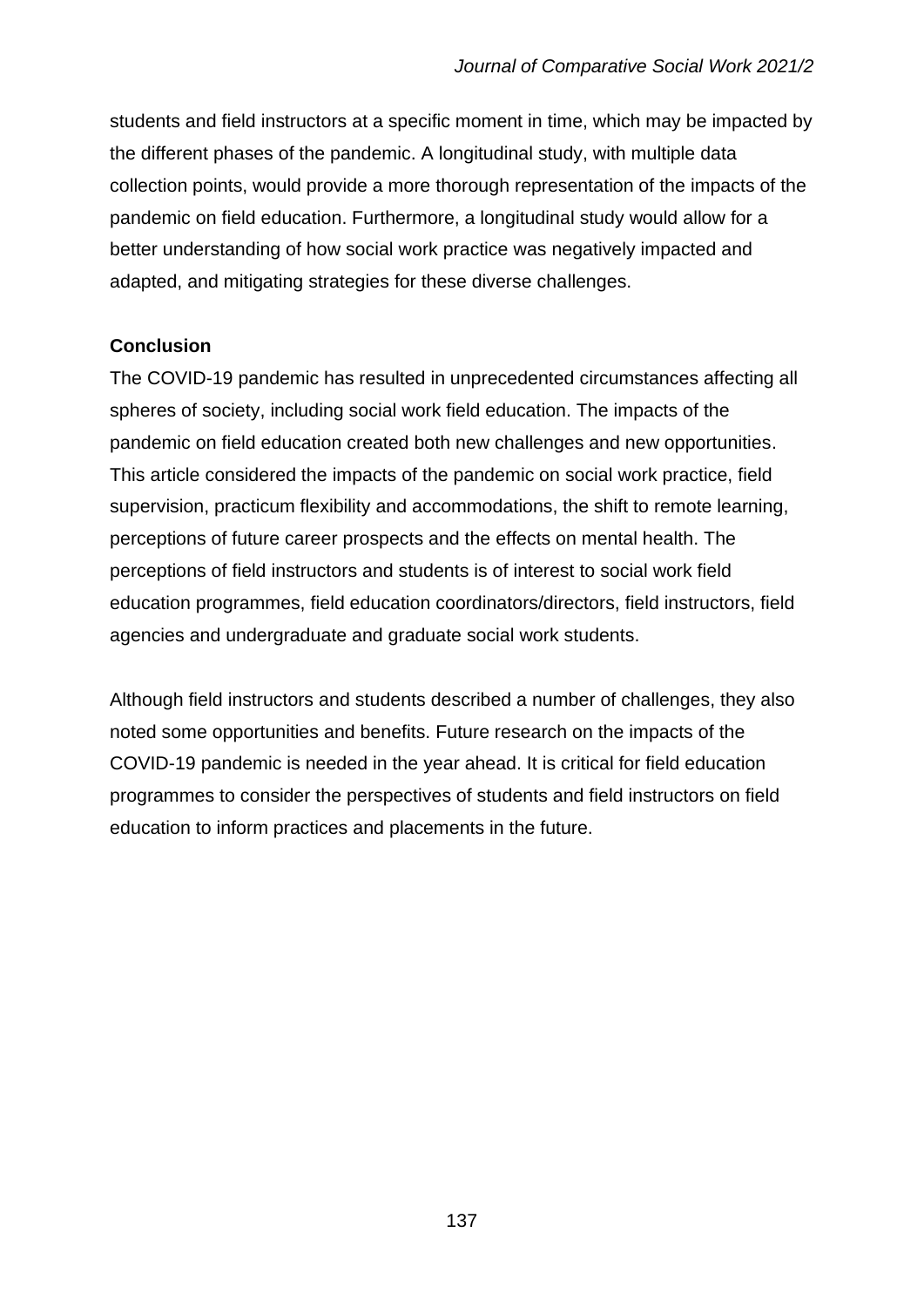students and field instructors at a specific moment in time, which may be impacted by the different phases of the pandemic. A longitudinal study, with multiple data collection points, would provide a more thorough representation of the impacts of the pandemic on field education. Furthermore, a longitudinal study would allow for a better understanding of how social work practice was negatively impacted and adapted, and mitigating strategies for these diverse challenges.

## Conclusion

The COVID-19 pandemic has resulted in unprecedented circumstances affecting all spheres of society, including social work field education. The impacts of the pandemic on field education created both new challenges and new opportunities. This article considered the impacts of the pandemic on social work practice, field supervision, practicum flexibility and accommodations, the shift to remote learning, perceptions of future career prospects and the effects on mental health. The perceptions of field instructors and students is of interest to social work field education programmes, field education coordinators/directors, field instructors, field agencies and undergraduate and graduate social work students.

Although field instructors and students described a number of challenges, they also noted some opportunities and benefits. Future research on the impacts of the COVID-19 pandemic is needed in the year ahead. It is critical for field education programmes to consider the perspectives of students and field instructors on field education to inform practices and placements in the future.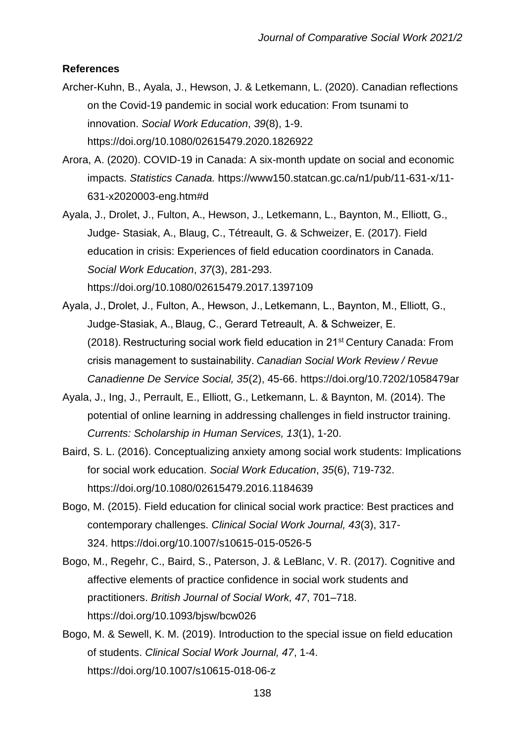**References**

Archer-Kuhn, B., Ayala, J., Hewson, J. & Letkemann, L. (2020). Canadian reflections on the Covid-19 pandemic in social work education: From tsunami to innovation. *Social Work Education*, *39*(8), 1-9. https://doi.org/10.1080/02615479.2020.1826922

Arora, A. (2020). COVID-19 in Canada: A six-month update on social and economic impacts. *Statistics Canada.* https://www150.statcan.gc.ca/n1/pub/11-631-x/11-631-x2020003-eng.htm#d

Ayala, J., Drolet, J., Fulton, A., Hewson, J., Letkemann, L., Baynton, M., Elliott, G., Judge- Stasiak, A., Blaug, C., Tétreault, G. & Schweizer, E. (2017). Field education in crisis: Experiences of field education coordinators in Canada. *Social Work Education*, *37*(3), 281-293. https://doi.org/10.1080/02615479.2017.1397109

Ayala, J., Drolet, J., Fulton, A., Hewson, J., Letkemann, L., Baynton, M., Elliott, G., Judge-Stasiak, A., Blaug, C., Gerard Tetreault, A. & Schweizer, E. (2018). Restructuring social work field education in 21st Century Canada: From crisis management to sustainability. *Canadian Social Work Review / Revue Canadienne De Service Social, 35*(2), 45-66. https://doi.org/10.7202/1058479ar

Ayala, J., Ing, J., Perrault, E., Elliott, G., Letkemann, L. & Baynton, M. (2014). The potential of online learning in addressing challenges in field instructor training. *Currents: Scholarship in Human Services, 13*(1), 1-20.

Baird, S. L. (2016). Conceptualizing anxiety among social work students: Implications for social work education. *Social Work Education*, *35*(6), 719-732. https://doi.org/10.1080/02615479.2016.1184639

Bogo, M. (2015). Field education for clinical social work practice: Best practices and contemporary challenges. *Clinical Social Work Journal, 43*(3), 317-324. https://doi.org/10.1007/s10615-015-0526-5

Bogo, M., Regehr, C., Baird, S., Paterson, J. & LeBlanc, V. R. (2017). Cognitive and affective elements of practice confidence in social work students and practitioners. *British Journal of Social Work, 47*, 701–718. https://doi.org/10.1093/bjsw/bcw026

Bogo, M. & Sewell, K. M. (2019). Introduction to the special issue on field education of students. *Clinical Social Work Journal, 47*, 1-4. https://doi.org/10.1007/s10615-018-06-z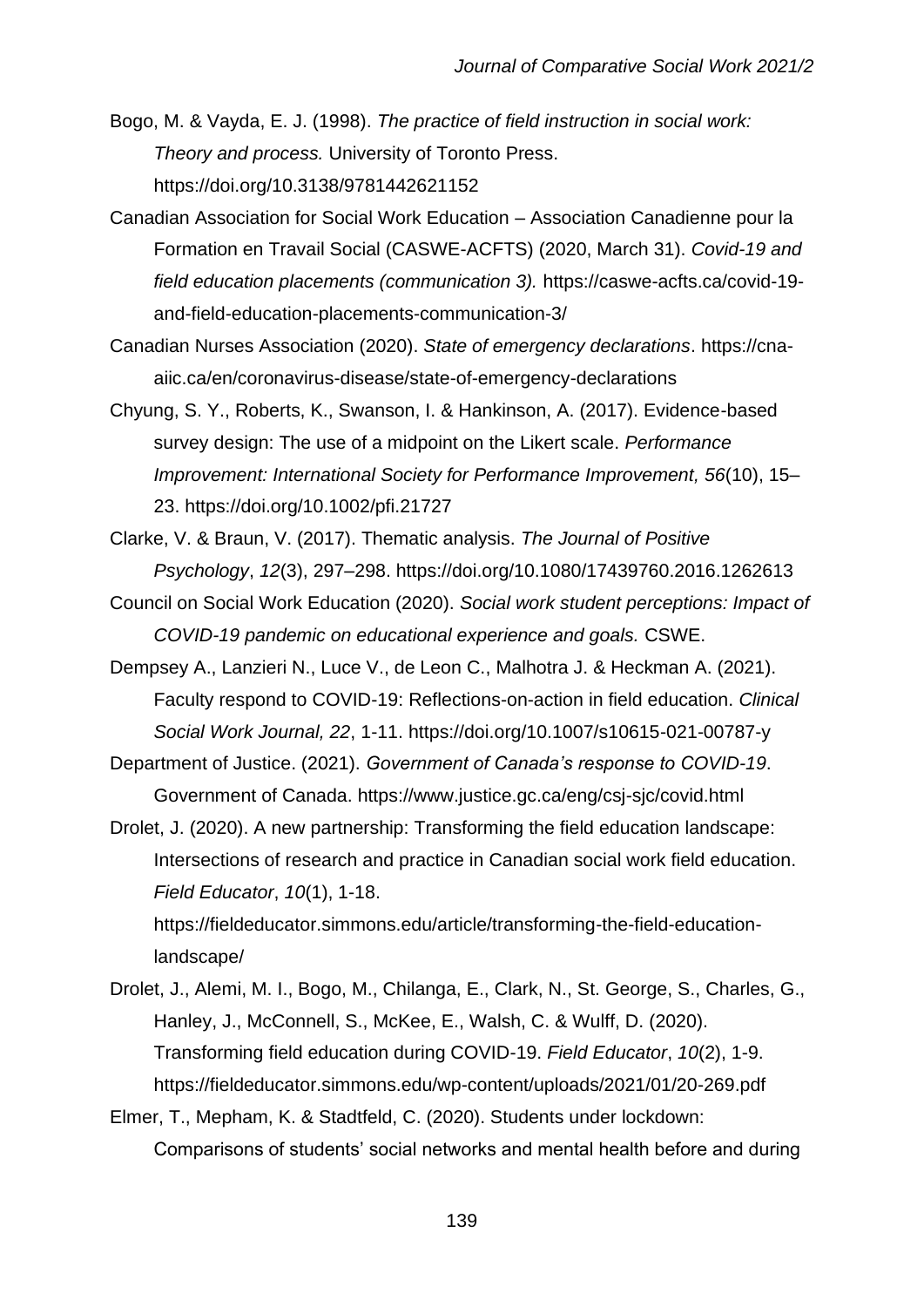Bogo, M. & Vayda, E. J. (1998). *The practice of field instruction in social work: Theory and process.* University of Toronto Press. https://doi.org/10.3138/9781442621152

Canadian Association for Social Work Education – Association Canadienne pour la Formation en Travail Social (CASWE-ACFTS) (2020, March 31). *Covid-19 and field education placements (communication 3).* https://caswe-acfts.ca/covid-19-and-field-education-placements-communication-3/

Canadian Nurses Association (2020). *State of emergency declarations*. https://cna-aiic.ca/en/coronavirus-disease/state-of-emergency-declarations

Chyung, S. Y., Roberts, K., Swanson, I. & Hankinson, A. (2017). Evidence-based survey design: The use of a midpoint on the Likert scale. *Performance Improvement: International Society for Performance Improvement, 56*(10), 15–23. https://doi.org/10.1002/pfi.21727

Clarke, V. & Braun, V. (2017). Thematic analysis. *The Journal of Positive Psychology*, *12*(3), 297–298. https://doi.org/10.1080/17439760.2016.1262613

Council on Social Work Education (2020). *Social work student perceptions: Impact of COVID-19 pandemic on educational experience and goals.* CSWE.

Dempsey A., Lanzieri N., Luce V., de Leon C., Malhotra J. & Heckman A. (2021). Faculty respond to COVID-19: Reflections-on-action in field education. *Clinical Social Work Journal, 22*, 1-11. https://doi.org/10.1007/s10615-021-00787-y

Department of Justice. (2021). *Government of Canada's response to COVID-19*. Government of Canada. https://www.justice.gc.ca/eng/csj-sjc/covid.html

Drolet, J. (2020). A new partnership: Transforming the field education landscape: Intersections of research and practice in Canadian social work field education. *Field Educator*, *10*(1), 1-18. https://fieldeducator.simmons.edu/article/transforming-the-field-education-landscape/

Drolet, J., Alemi, M. I., Bogo, M., Chilanga, E., Clark, N., St. George, S., Charles, G., Hanley, J., McConnell, S., McKee, E., Walsh, C. & Wulff, D. (2020). Transforming field education during COVID-19. *Field Educator*, *10*(2), 1-9. https://fieldeducator.simmons.edu/wp-content/uploads/2021/01/20-269.pdf

Elmer, T., Mepham, K. & Stadtfeld, C. (2020). Students under lockdown: Comparisons of students' social networks and mental health before and during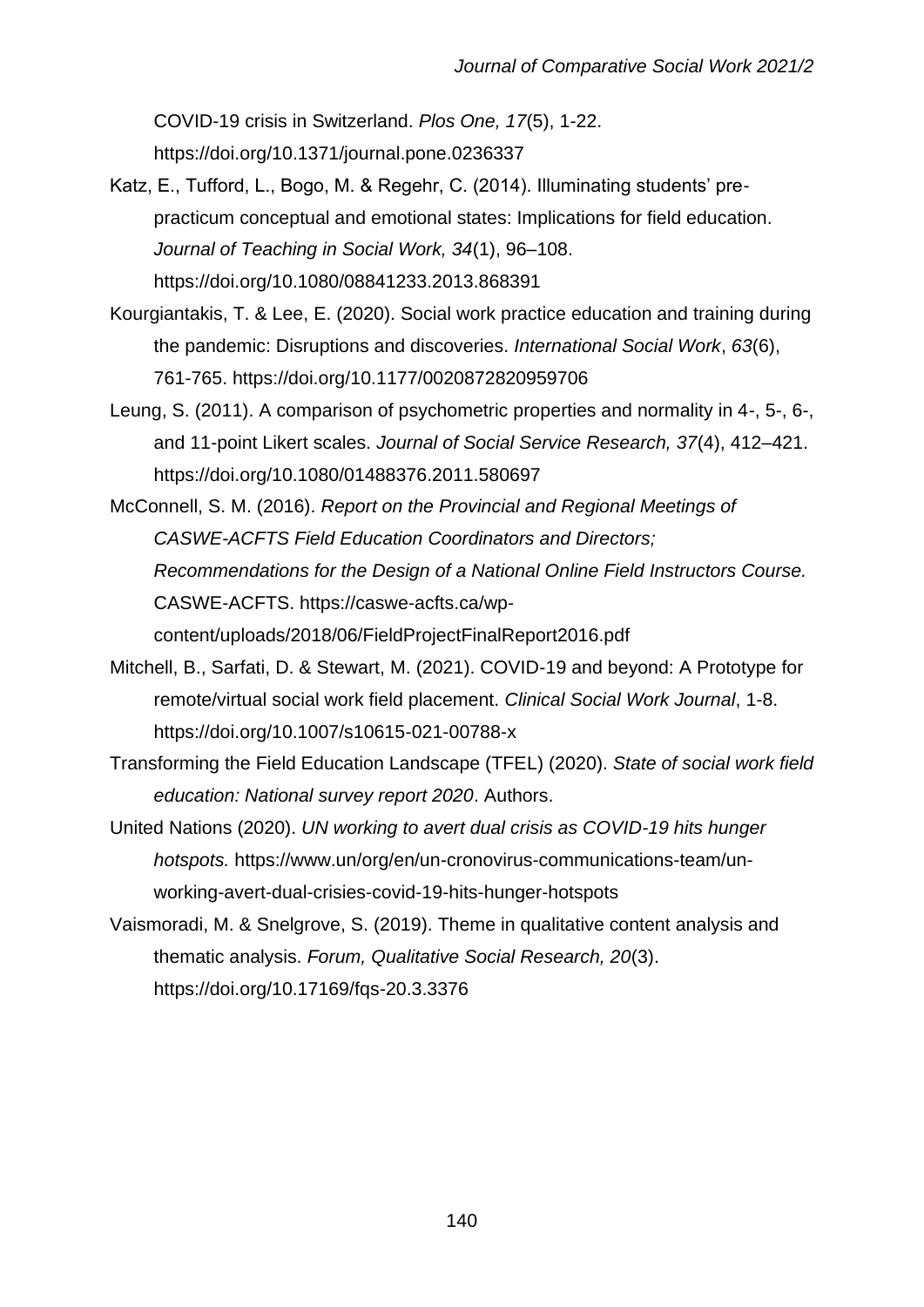COVID-19 crisis in Switzerland. *Plos One, 17*(5), 1-22. https://doi.org/10.1371/journal.pone.0236337

Katz, E., Tufford, L., Bogo, M. & Regehr, C. (2014). Illuminating students' pre-practicum conceptual and emotional states: Implications for field education. *Journal of Teaching in Social Work, 34*(1), 96–108. https://doi.org/10.1080/08841233.2013.868391

Kourgiantakis, T. & Lee, E. (2020). Social work practice education and training during the pandemic: Disruptions and discoveries. *International Social Work*, *63*(6), 761-765. https://doi.org/10.1177/0020872820959706

Leung, S. (2011). A comparison of psychometric properties and normality in 4-, 5-, 6-, and 11-point Likert scales. *Journal of Social Service Research, 37*(4), 412–421. https://doi.org/10.1080/01488376.2011.580697

McConnell, S. M. (2016). *Report on the Provincial and Regional Meetings of CASWE-ACFTS Field Education Coordinators and Directors; Recommendations for the Design of a National Online Field Instructors Course.* CASWE-ACFTS. https://caswe-acfts.ca/wp-content/uploads/2018/06/FieldProjectFinalReport2016.pdf

Mitchell, B., Sarfati, D. & Stewart, M. (2021). COVID-19 and beyond: A Prototype for remote/virtual social work field placement. *Clinical Social Work Journal*, 1-8. https://doi.org/10.1007/s10615-021-00788-x

Transforming the Field Education Landscape (TFEL) (2020). *State of social work field education: National survey report 2020*. Authors.

United Nations (2020). *UN working to avert dual crisis as COVID-19 hits hunger hotspots.* https://www.un/org/en/un-cronovirus-communications-team/un-working-avert-dual-crisies-covid-19-hits-hunger-hotspots

Vaismoradi, M. & Snelgrove, S. (2019). Theme in qualitative content analysis and thematic analysis. *Forum, Qualitative Social Research, 20*(3). https://doi.org/10.17169/fqs-20.3.3376